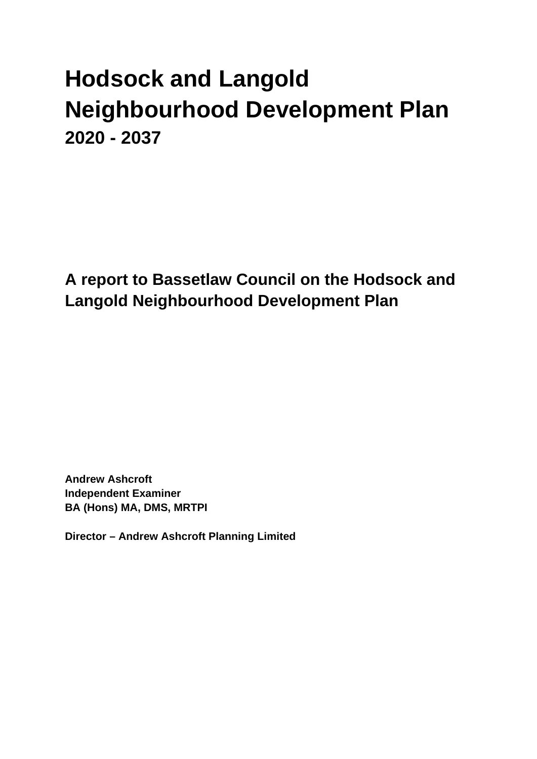# Hodsock and Langold Neighbourhood Development Plan

## 2020 - 2037

## A report to Bassetlaw Council on the Hodsock and Langold Neighbourhood Development Plan

**Andrew Ashcroft**
**Independent Examiner**
**BA (Hons) MA, DMS, MRTPI**

**Director – Andrew Ashcroft Planning Limited**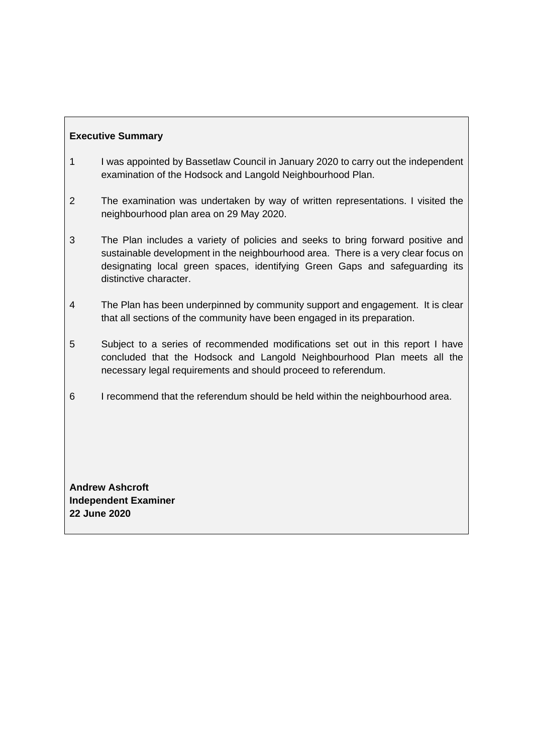**Executive Summary**

1 I was appointed by Bassetlaw Council in January 2020 to carry out the independent examination of the Hodsock and Langold Neighbourhood Plan.

2 The examination was undertaken by way of written representations. I visited the neighbourhood plan area on 29 May 2020.

3 The Plan includes a variety of policies and seeks to bring forward positive and sustainable development in the neighbourhood area. There is a very clear focus on designating local green spaces, identifying Green Gaps and safeguarding its distinctive character.

4 The Plan has been underpinned by community support and engagement. It is clear that all sections of the community have been engaged in its preparation.

5 Subject to a series of recommended modifications set out in this report I have concluded that the Hodsock and Langold Neighbourhood Plan meets all the necessary legal requirements and should proceed to referendum.

6 I recommend that the referendum should be held within the neighbourhood area.

**Andrew Ashcroft**
**Independent Examiner**
**22 June 2020**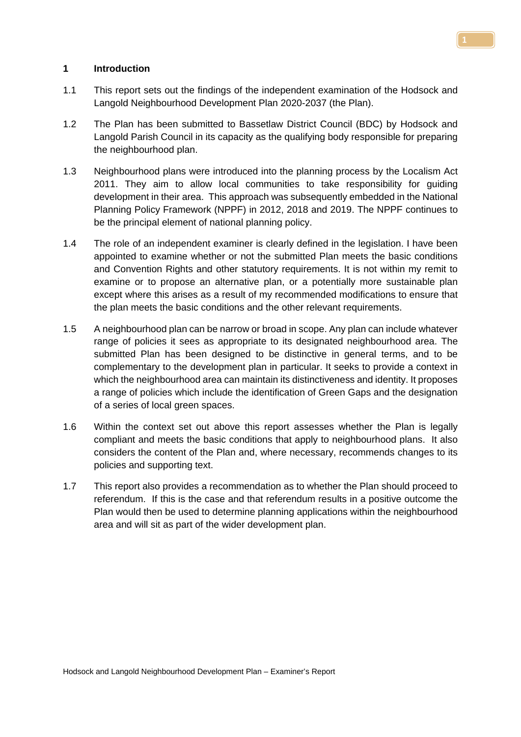## 1 Introduction

1.1 This report sets out the findings of the independent examination of the Hodsock and Langold Neighbourhood Development Plan 2020-2037 (the Plan).

1.2 The Plan has been submitted to Bassetlaw District Council (BDC) by Hodsock and Langold Parish Council in its capacity as the qualifying body responsible for preparing the neighbourhood plan.

1.3 Neighbourhood plans were introduced into the planning process by the Localism Act 2011. They aim to allow local communities to take responsibility for guiding development in their area. This approach was subsequently embedded in the National Planning Policy Framework (NPPF) in 2012, 2018 and 2019. The NPPF continues to be the principal element of national planning policy.

1.4 The role of an independent examiner is clearly defined in the legislation. I have been appointed to examine whether or not the submitted Plan meets the basic conditions and Convention Rights and other statutory requirements. It is not within my remit to examine or to propose an alternative plan, or a potentially more sustainable plan except where this arises as a result of my recommended modifications to ensure that the plan meets the basic conditions and the other relevant requirements.

1.5 A neighbourhood plan can be narrow or broad in scope. Any plan can include whatever range of policies it sees as appropriate to its designated neighbourhood area. The submitted Plan has been designed to be distinctive in general terms, and to be complementary to the development plan in particular. It seeks to provide a context in which the neighbourhood area can maintain its distinctiveness and identity. It proposes a range of policies which include the identification of Green Gaps and the designation of a series of local green spaces.

1.6 Within the context set out above this report assesses whether the Plan is legally compliant and meets the basic conditions that apply to neighbourhood plans. It also considers the content of the Plan and, where necessary, recommends changes to its policies and supporting text.

1.7 This report also provides a recommendation as to whether the Plan should proceed to referendum. If this is the case and that referendum results in a positive outcome the Plan would then be used to determine planning applications within the neighbourhood area and will sit as part of the wider development plan.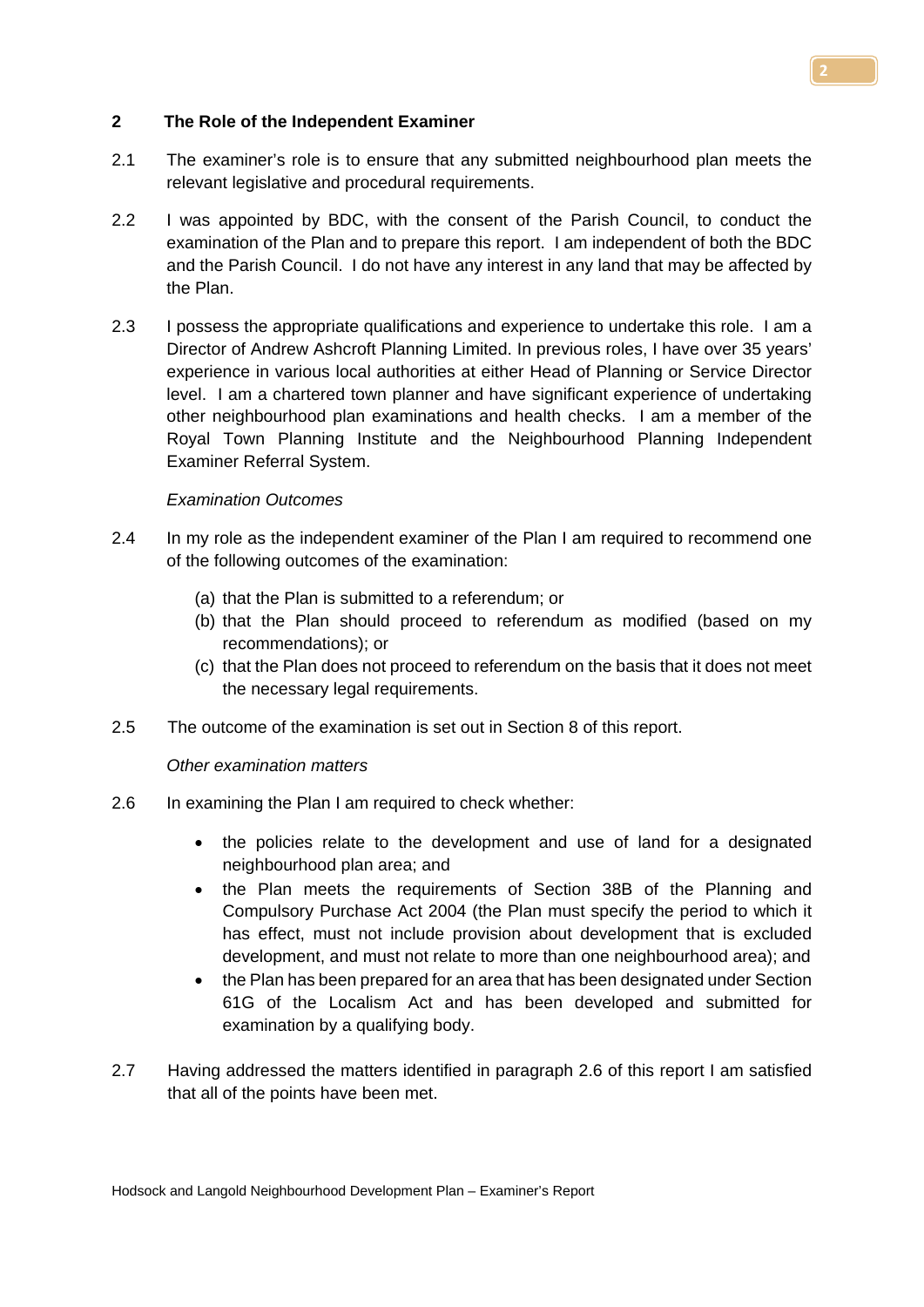## 2 The Role of the Independent Examiner

2.1 The examiner's role is to ensure that any submitted neighbourhood plan meets the relevant legislative and procedural requirements.

2.2 I was appointed by BDC, with the consent of the Parish Council, to conduct the examination of the Plan and to prepare this report. I am independent of both the BDC and the Parish Council. I do not have any interest in any land that may be affected by the Plan.

2.3 I possess the appropriate qualifications and experience to undertake this role. I am a Director of Andrew Ashcroft Planning Limited. In previous roles, I have over 35 years' experience in various local authorities at either Head of Planning or Service Director level. I am a chartered town planner and have significant experience of undertaking other neighbourhood plan examinations and health checks. I am a member of the Royal Town Planning Institute and the Neighbourhood Planning Independent Examiner Referral System.

*Examination Outcomes*

2.4 In my role as the independent examiner of the Plan I am required to recommend one of the following outcomes of the examination:

(a) that the Plan is submitted to a referendum; or
(b) that the Plan should proceed to referendum as modified (based on my recommendations); or
(c) that the Plan does not proceed to referendum on the basis that it does not meet the necessary legal requirements.

2.5 The outcome of the examination is set out in Section 8 of this report.

*Other examination matters*

2.6 In examining the Plan I am required to check whether:

- the policies relate to the development and use of land for a designated neighbourhood plan area; and
- the Plan meets the requirements of Section 38B of the Planning and Compulsory Purchase Act 2004 (the Plan must specify the period to which it has effect, must not include provision about development that is excluded development, and must not relate to more than one neighbourhood area); and
- the Plan has been prepared for an area that has been designated under Section 61G of the Localism Act and has been developed and submitted for examination by a qualifying body.

2.7 Having addressed the matters identified in paragraph 2.6 of this report I am satisfied that all of the points have been met.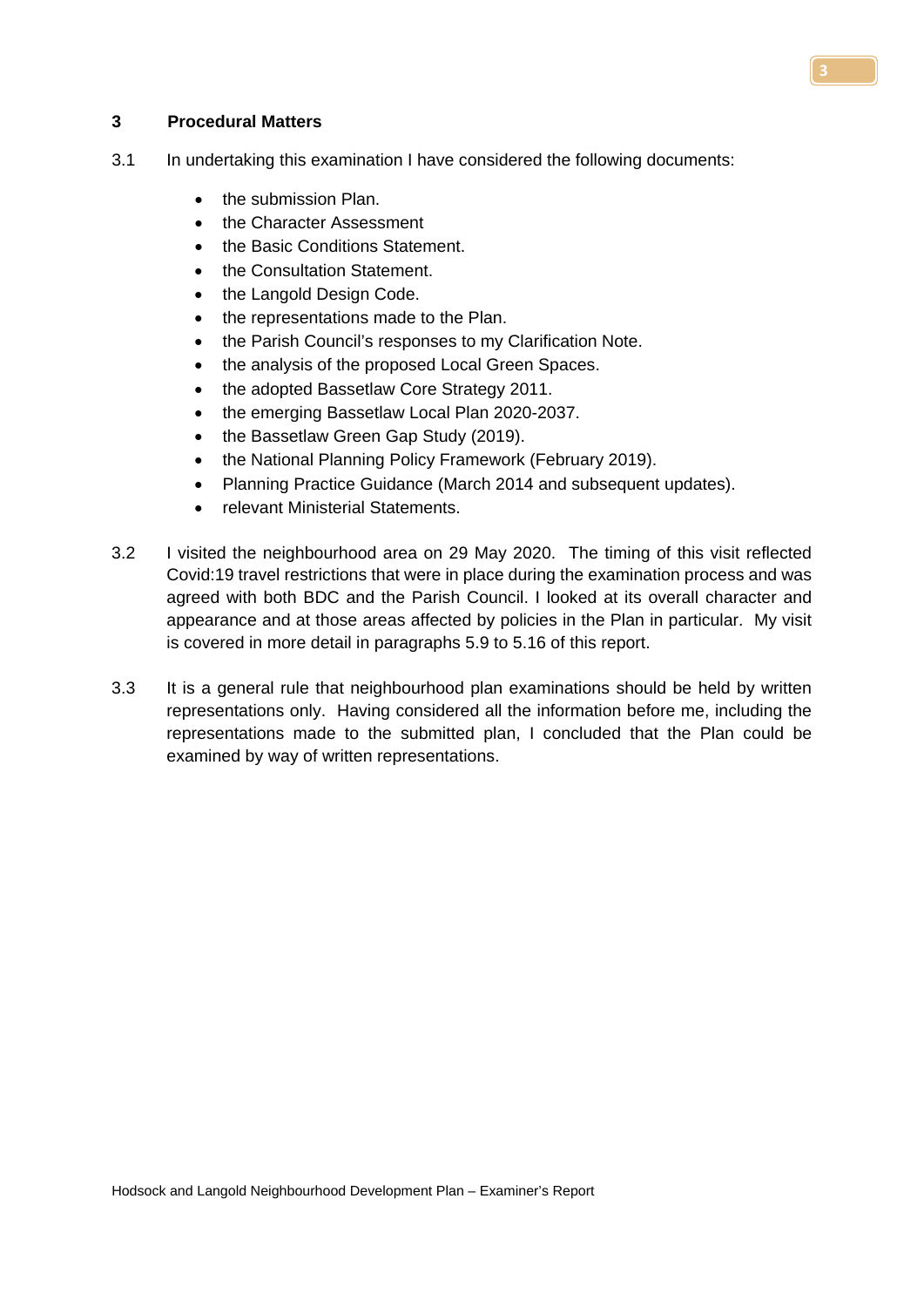## 3 Procedural Matters

3.1 In undertaking this examination I have considered the following documents:

- the submission Plan.
- the Character Assessment
- the Basic Conditions Statement.
- the Consultation Statement.
- the Langold Design Code.
- the representations made to the Plan.
- the Parish Council's responses to my Clarification Note.
- the analysis of the proposed Local Green Spaces.
- the adopted Bassetlaw Core Strategy 2011.
- the emerging Bassetlaw Local Plan 2020-2037.
- the Bassetlaw Green Gap Study (2019).
- the National Planning Policy Framework (February 2019).
- Planning Practice Guidance (March 2014 and subsequent updates).
- relevant Ministerial Statements.

3.2 I visited the neighbourhood area on 29 May 2020. The timing of this visit reflected Covid:19 travel restrictions that were in place during the examination process and was agreed with both BDC and the Parish Council. I looked at its overall character and appearance and at those areas affected by policies in the Plan in particular. My visit is covered in more detail in paragraphs 5.9 to 5.16 of this report.

3.3 It is a general rule that neighbourhood plan examinations should be held by written representations only. Having considered all the information before me, including the representations made to the submitted plan, I concluded that the Plan could be examined by way of written representations.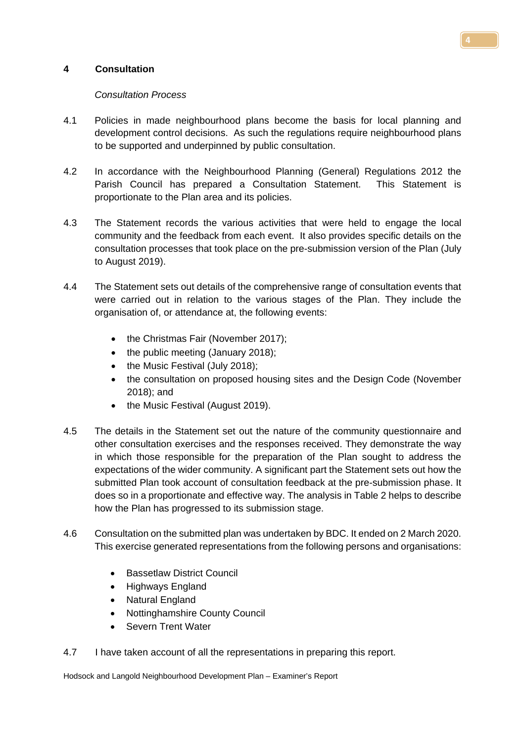## 4 Consultation

*Consultation Process*

4.1 Policies in made neighbourhood plans become the basis for local planning and development control decisions. As such the regulations require neighbourhood plans to be supported and underpinned by public consultation.

4.2 In accordance with the Neighbourhood Planning (General) Regulations 2012 the Parish Council has prepared a Consultation Statement. This Statement is proportionate to the Plan area and its policies.

4.3 The Statement records the various activities that were held to engage the local community and the feedback from each event. It also provides specific details on the consultation processes that took place on the pre-submission version of the Plan (July to August 2019).

4.4 The Statement sets out details of the comprehensive range of consultation events that were carried out in relation to the various stages of the Plan. They include the organisation of, or attendance at, the following events:

- the Christmas Fair (November 2017);
- the public meeting (January 2018);
- the Music Festival (July 2018);
- the consultation on proposed housing sites and the Design Code (November 2018); and
- the Music Festival (August 2019).

4.5 The details in the Statement set out the nature of the community questionnaire and other consultation exercises and the responses received. They demonstrate the way in which those responsible for the preparation of the Plan sought to address the expectations of the wider community. A significant part the Statement sets out how the submitted Plan took account of consultation feedback at the pre-submission phase. It does so in a proportionate and effective way. The analysis in Table 2 helps to describe how the Plan has progressed to its submission stage.

4.6 Consultation on the submitted plan was undertaken by BDC. It ended on 2 March 2020. This exercise generated representations from the following persons and organisations:

- Bassetlaw District Council
- Highways England
- Natural England
- Nottinghamshire County Council
- Severn Trent Water

4.7 I have taken account of all the representations in preparing this report.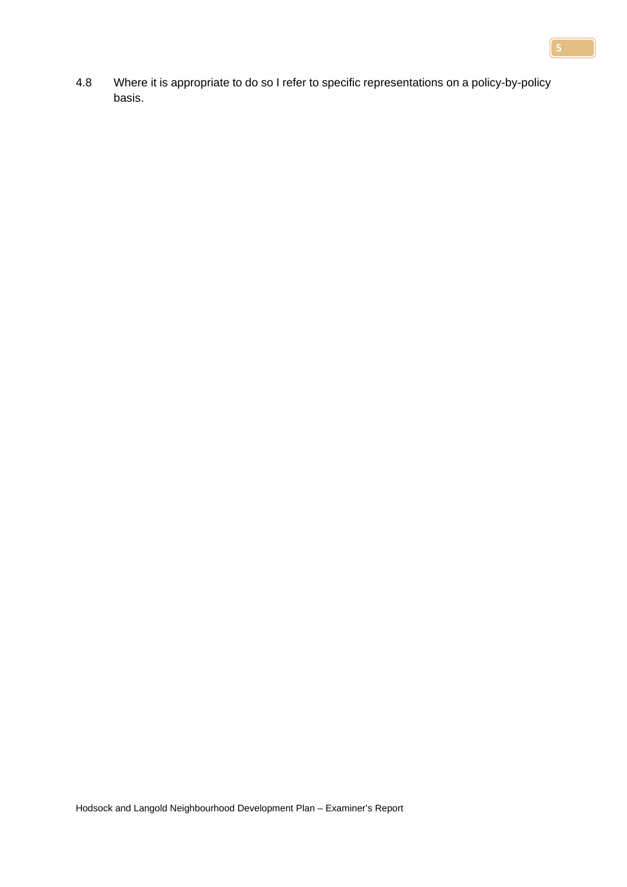4.8 Where it is appropriate to do so I refer to specific representations on a policy-by-policy basis.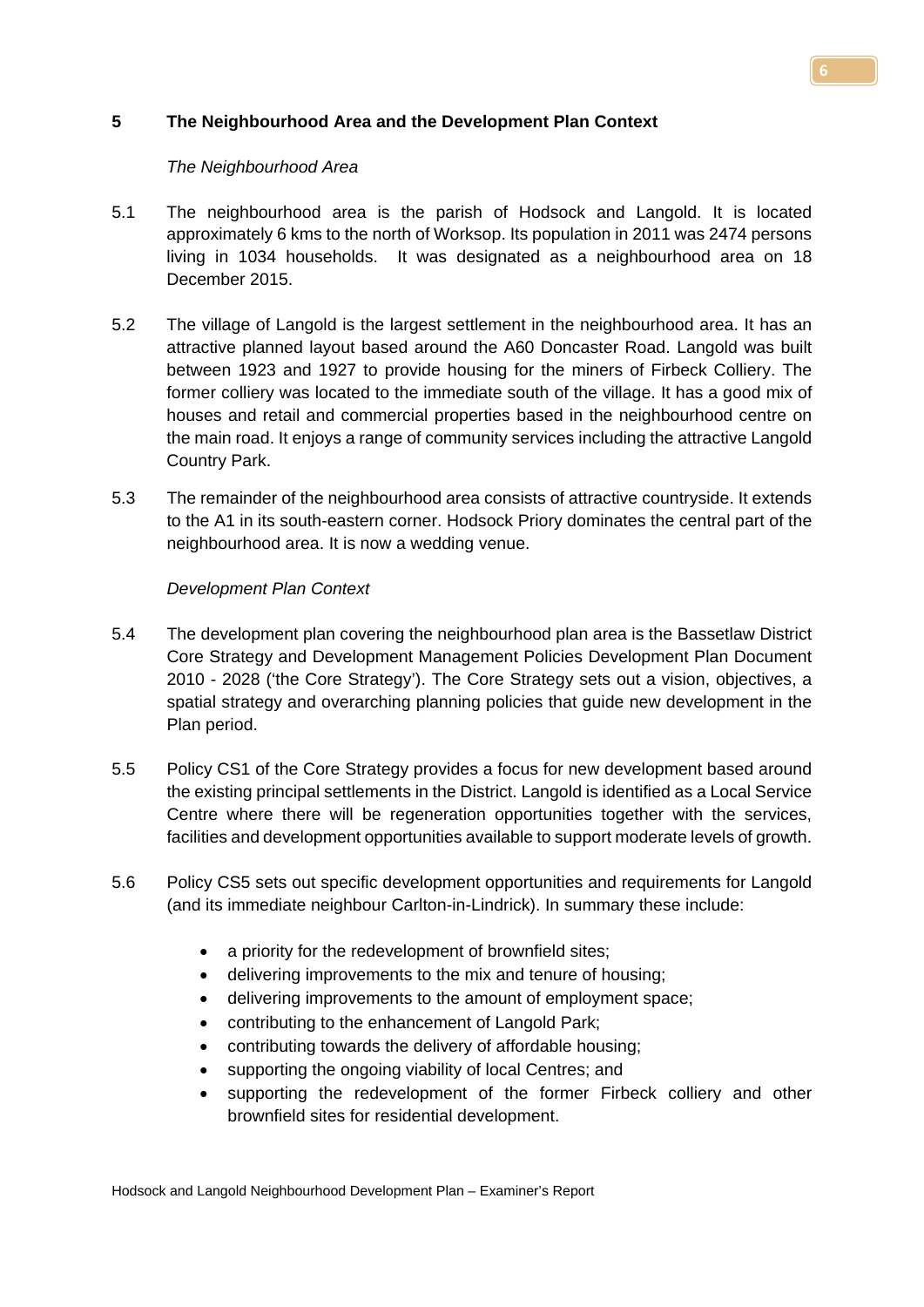## 5 The Neighbourhood Area and the Development Plan Context

*The Neighbourhood Area*

5.1 The neighbourhood area is the parish of Hodsock and Langold. It is located approximately 6 kms to the north of Worksop. Its population in 2011 was 2474 persons living in 1034 households. It was designated as a neighbourhood area on 18 December 2015.

5.2 The village of Langold is the largest settlement in the neighbourhood area. It has an attractive planned layout based around the A60 Doncaster Road. Langold was built between 1923 and 1927 to provide housing for the miners of Firbeck Colliery. The former colliery was located to the immediate south of the village. It has a good mix of houses and retail and commercial properties based in the neighbourhood centre on the main road. It enjoys a range of community services including the attractive Langold Country Park.

5.3 The remainder of the neighbourhood area consists of attractive countryside. It extends to the A1 in its south-eastern corner. Hodsock Priory dominates the central part of the neighbourhood area. It is now a wedding venue.

*Development Plan Context*

5.4 The development plan covering the neighbourhood plan area is the Bassetlaw District Core Strategy and Development Management Policies Development Plan Document 2010 - 2028 ('the Core Strategy'). The Core Strategy sets out a vision, objectives, a spatial strategy and overarching planning policies that guide new development in the Plan period.

5.5 Policy CS1 of the Core Strategy provides a focus for new development based around the existing principal settlements in the District. Langold is identified as a Local Service Centre where there will be regeneration opportunities together with the services, facilities and development opportunities available to support moderate levels of growth.

5.6 Policy CS5 sets out specific development opportunities and requirements for Langold (and its immediate neighbour Carlton-in-Lindrick). In summary these include:

- a priority for the redevelopment of brownfield sites;
- delivering improvements to the mix and tenure of housing;
- delivering improvements to the amount of employment space;
- contributing to the enhancement of Langold Park;
- contributing towards the delivery of affordable housing;
- supporting the ongoing viability of local Centres; and
- supporting the redevelopment of the former Firbeck colliery and other brownfield sites for residential development.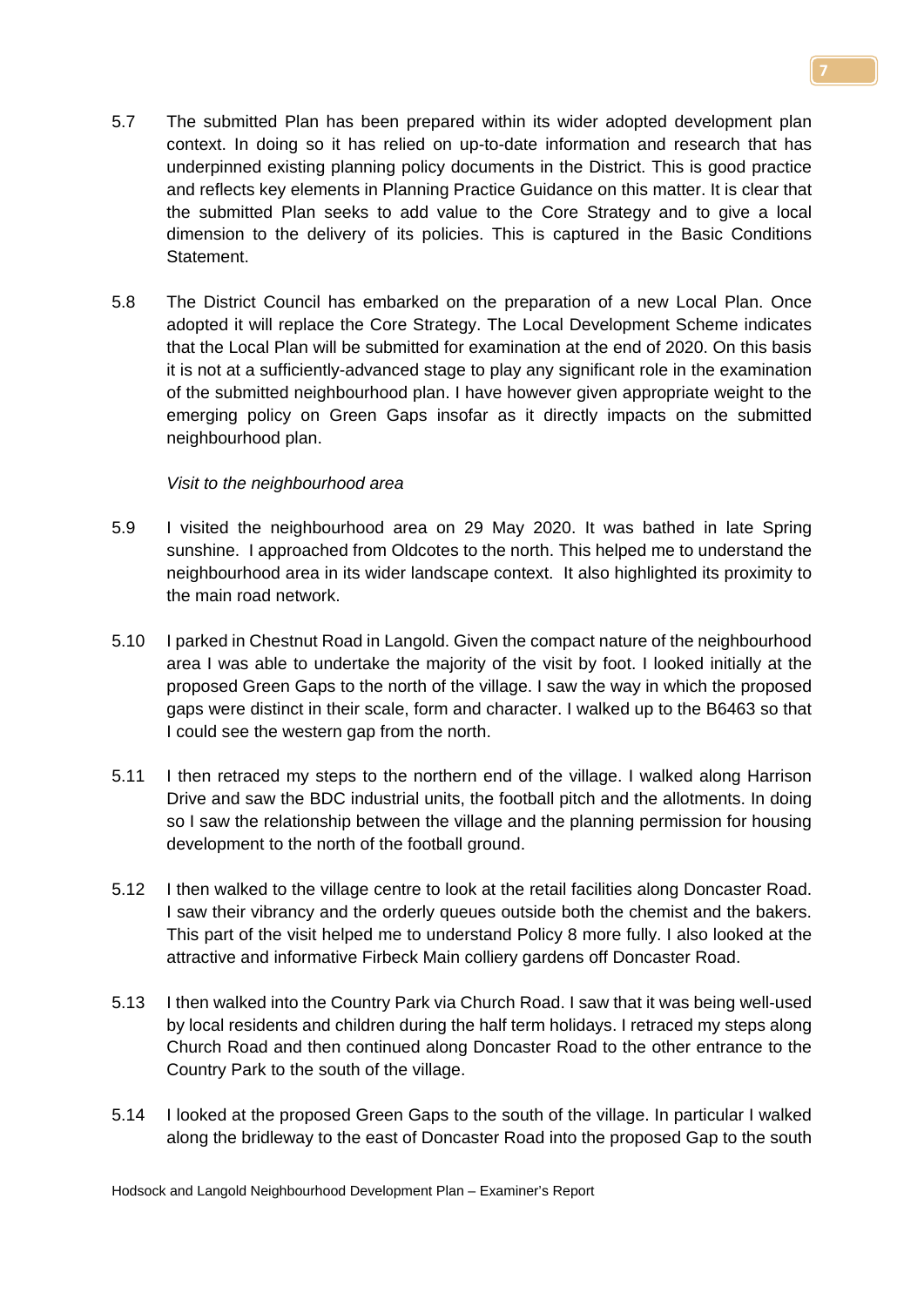5.7 The submitted Plan has been prepared within its wider adopted development plan context. In doing so it has relied on up-to-date information and research that has underpinned existing planning policy documents in the District. This is good practice and reflects key elements in Planning Practice Guidance on this matter. It is clear that the submitted Plan seeks to add value to the Core Strategy and to give a local dimension to the delivery of its policies. This is captured in the Basic Conditions Statement.

5.8 The District Council has embarked on the preparation of a new Local Plan. Once adopted it will replace the Core Strategy. The Local Development Scheme indicates that the Local Plan will be submitted for examination at the end of 2020. On this basis it is not at a sufficiently-advanced stage to play any significant role in the examination of the submitted neighbourhood plan. I have however given appropriate weight to the emerging policy on Green Gaps insofar as it directly impacts on the submitted neighbourhood plan.

*Visit to the neighbourhood area*

5.9 I visited the neighbourhood area on 29 May 2020. It was bathed in late Spring sunshine. I approached from Oldcotes to the north. This helped me to understand the neighbourhood area in its wider landscape context. It also highlighted its proximity to the main road network.

5.10 I parked in Chestnut Road in Langold. Given the compact nature of the neighbourhood area I was able to undertake the majority of the visit by foot. I looked initially at the proposed Green Gaps to the north of the village. I saw the way in which the proposed gaps were distinct in their scale, form and character. I walked up to the B6463 so that I could see the western gap from the north.

5.11 I then retraced my steps to the northern end of the village. I walked along Harrison Drive and saw the BDC industrial units, the football pitch and the allotments. In doing so I saw the relationship between the village and the planning permission for housing development to the north of the football ground.

5.12 I then walked to the village centre to look at the retail facilities along Doncaster Road. I saw their vibrancy and the orderly queues outside both the chemist and the bakers. This part of the visit helped me to understand Policy 8 more fully. I also looked at the attractive and informative Firbeck Main colliery gardens off Doncaster Road.

5.13 I then walked into the Country Park via Church Road. I saw that it was being well-used by local residents and children during the half term holidays. I retraced my steps along Church Road and then continued along Doncaster Road to the other entrance to the Country Park to the south of the village.

5.14 I looked at the proposed Green Gaps to the south of the village. In particular I walked along the bridleway to the east of Doncaster Road into the proposed Gap to the south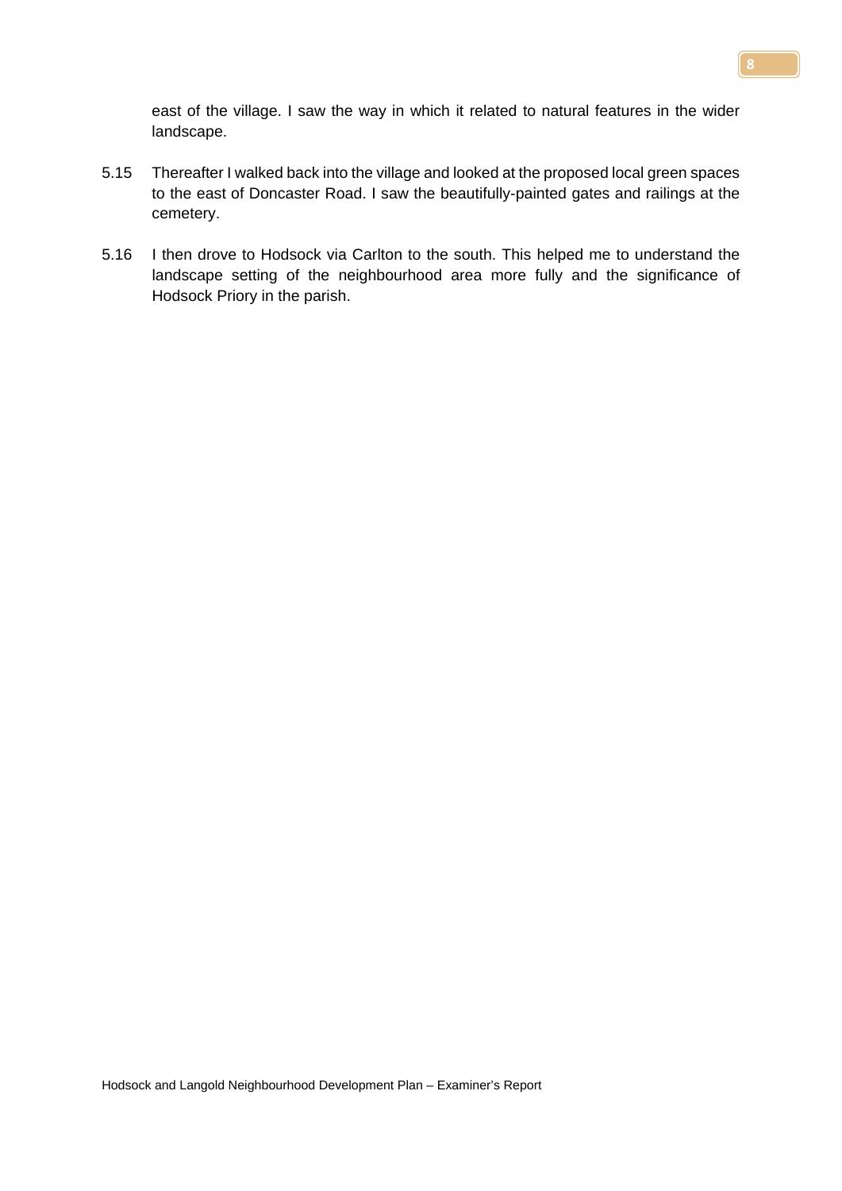east of the village. I saw the way in which it related to natural features in the wider landscape.

5.15 Thereafter I walked back into the village and looked at the proposed local green spaces to the east of Doncaster Road. I saw the beautifully-painted gates and railings at the cemetery.

5.16 I then drove to Hodsock via Carlton to the south. This helped me to understand the landscape setting of the neighbourhood area more fully and the significance of Hodsock Priory in the parish.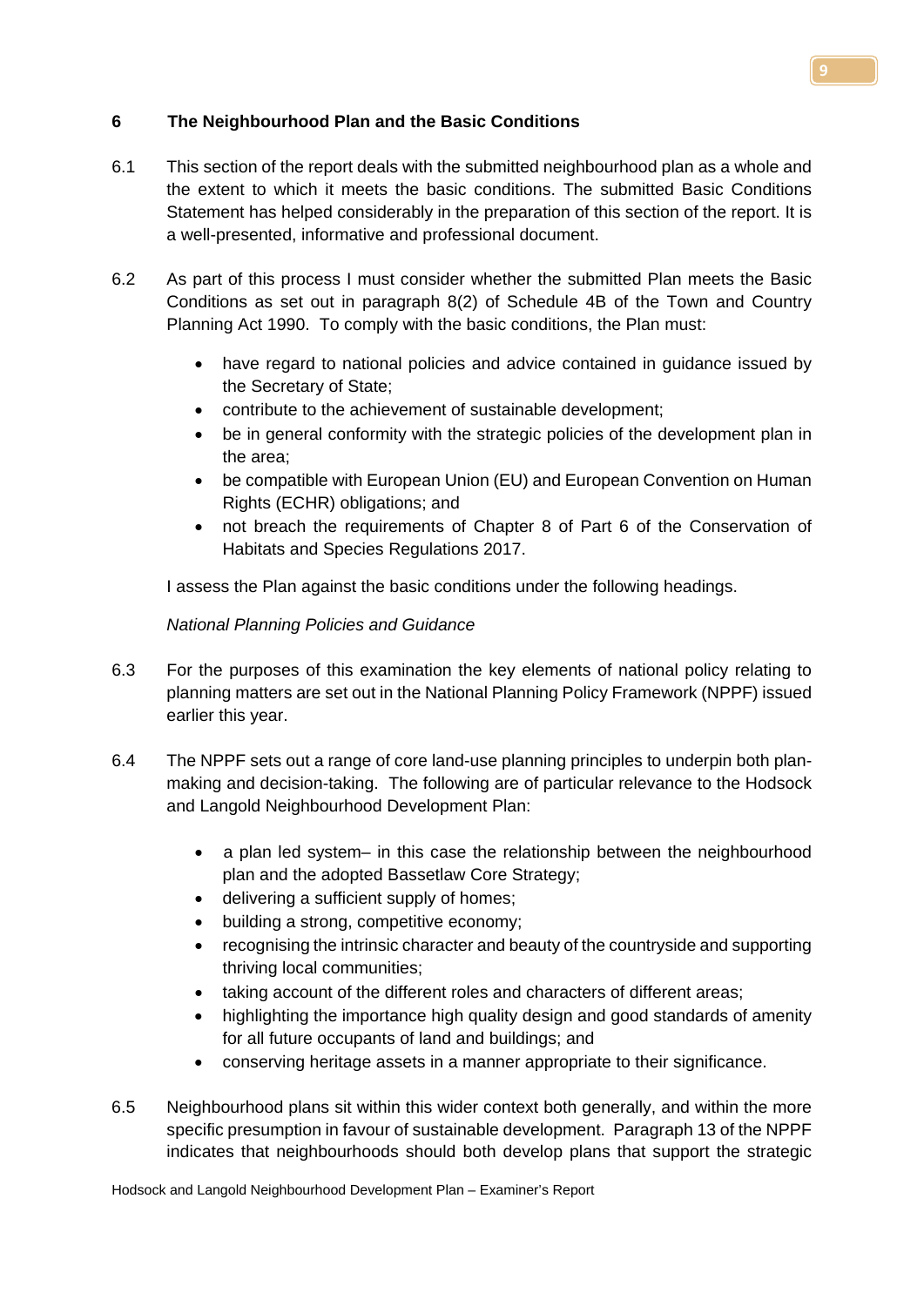## 6 The Neighbourhood Plan and the Basic Conditions

6.1 This section of the report deals with the submitted neighbourhood plan as a whole and the extent to which it meets the basic conditions. The submitted Basic Conditions Statement has helped considerably in the preparation of this section of the report. It is a well-presented, informative and professional document.

6.2 As part of this process I must consider whether the submitted Plan meets the Basic Conditions as set out in paragraph 8(2) of Schedule 4B of the Town and Country Planning Act 1990. To comply with the basic conditions, the Plan must:

- have regard to national policies and advice contained in guidance issued by the Secretary of State;
- contribute to the achievement of sustainable development;
- be in general conformity with the strategic policies of the development plan in the area;
- be compatible with European Union (EU) and European Convention on Human Rights (ECHR) obligations; and
- not breach the requirements of Chapter 8 of Part 6 of the Conservation of Habitats and Species Regulations 2017.

I assess the Plan against the basic conditions under the following headings.

*National Planning Policies and Guidance*

6.3 For the purposes of this examination the key elements of national policy relating to planning matters are set out in the National Planning Policy Framework (NPPF) issued earlier this year.

6.4 The NPPF sets out a range of core land-use planning principles to underpin both plan-making and decision-taking. The following are of particular relevance to the Hodsock and Langold Neighbourhood Development Plan:

- a plan led system– in this case the relationship between the neighbourhood plan and the adopted Bassetlaw Core Strategy;
- delivering a sufficient supply of homes;
- building a strong, competitive economy;
- recognising the intrinsic character and beauty of the countryside and supporting thriving local communities;
- taking account of the different roles and characters of different areas;
- highlighting the importance high quality design and good standards of amenity for all future occupants of land and buildings; and
- conserving heritage assets in a manner appropriate to their significance.

6.5 Neighbourhood plans sit within this wider context both generally, and within the more specific presumption in favour of sustainable development. Paragraph 13 of the NPPF indicates that neighbourhoods should both develop plans that support the strategic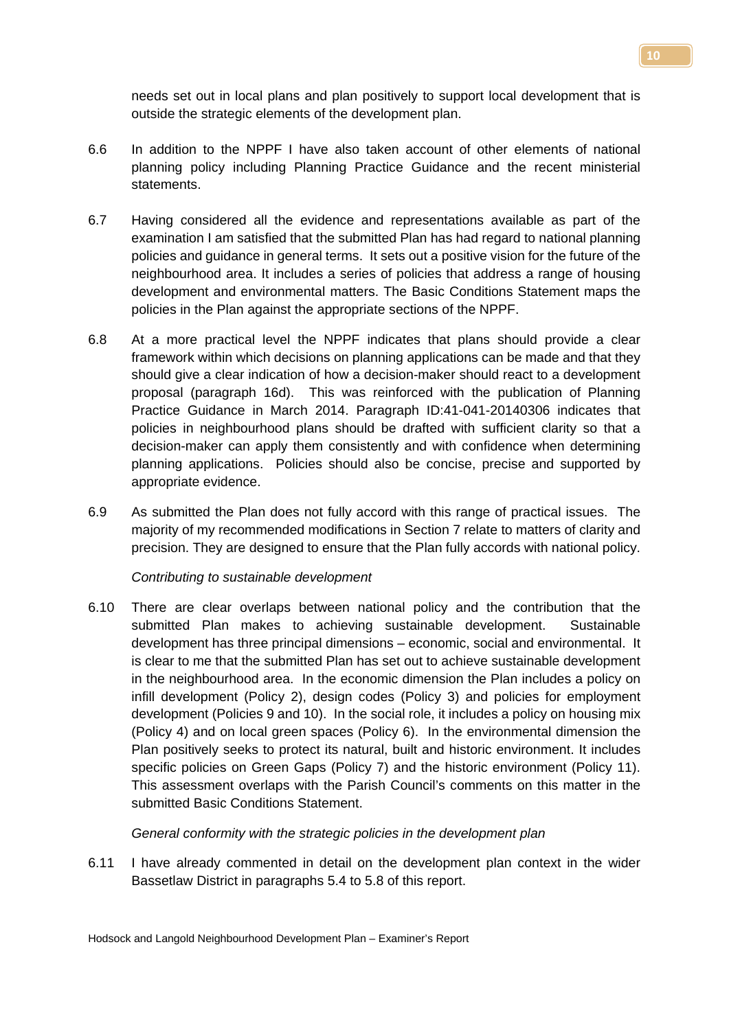needs set out in local plans and plan positively to support local development that is outside the strategic elements of the development plan.

6.6 In addition to the NPPF I have also taken account of other elements of national planning policy including Planning Practice Guidance and the recent ministerial statements.

6.7 Having considered all the evidence and representations available as part of the examination I am satisfied that the submitted Plan has had regard to national planning policies and guidance in general terms. It sets out a positive vision for the future of the neighbourhood area. It includes a series of policies that address a range of housing development and environmental matters. The Basic Conditions Statement maps the policies in the Plan against the appropriate sections of the NPPF.

6.8 At a more practical level the NPPF indicates that plans should provide a clear framework within which decisions on planning applications can be made and that they should give a clear indication of how a decision-maker should react to a development proposal (paragraph 16d). This was reinforced with the publication of Planning Practice Guidance in March 2014. Paragraph ID:41-041-20140306 indicates that policies in neighbourhood plans should be drafted with sufficient clarity so that a decision-maker can apply them consistently and with confidence when determining planning applications. Policies should also be concise, precise and supported by appropriate evidence.

6.9 As submitted the Plan does not fully accord with this range of practical issues. The majority of my recommended modifications in Section 7 relate to matters of clarity and precision. They are designed to ensure that the Plan fully accords with national policy.

*Contributing to sustainable development*

6.10 There are clear overlaps between national policy and the contribution that the submitted Plan makes to achieving sustainable development. Sustainable development has three principal dimensions – economic, social and environmental. It is clear to me that the submitted Plan has set out to achieve sustainable development in the neighbourhood area. In the economic dimension the Plan includes a policy on infill development (Policy 2), design codes (Policy 3) and policies for employment development (Policies 9 and 10). In the social role, it includes a policy on housing mix (Policy 4) and on local green spaces (Policy 6). In the environmental dimension the Plan positively seeks to protect its natural, built and historic environment. It includes specific policies on Green Gaps (Policy 7) and the historic environment (Policy 11). This assessment overlaps with the Parish Council's comments on this matter in the submitted Basic Conditions Statement.

*General conformity with the strategic policies in the development plan*

6.11 I have already commented in detail on the development plan context in the wider Bassetlaw District in paragraphs 5.4 to 5.8 of this report.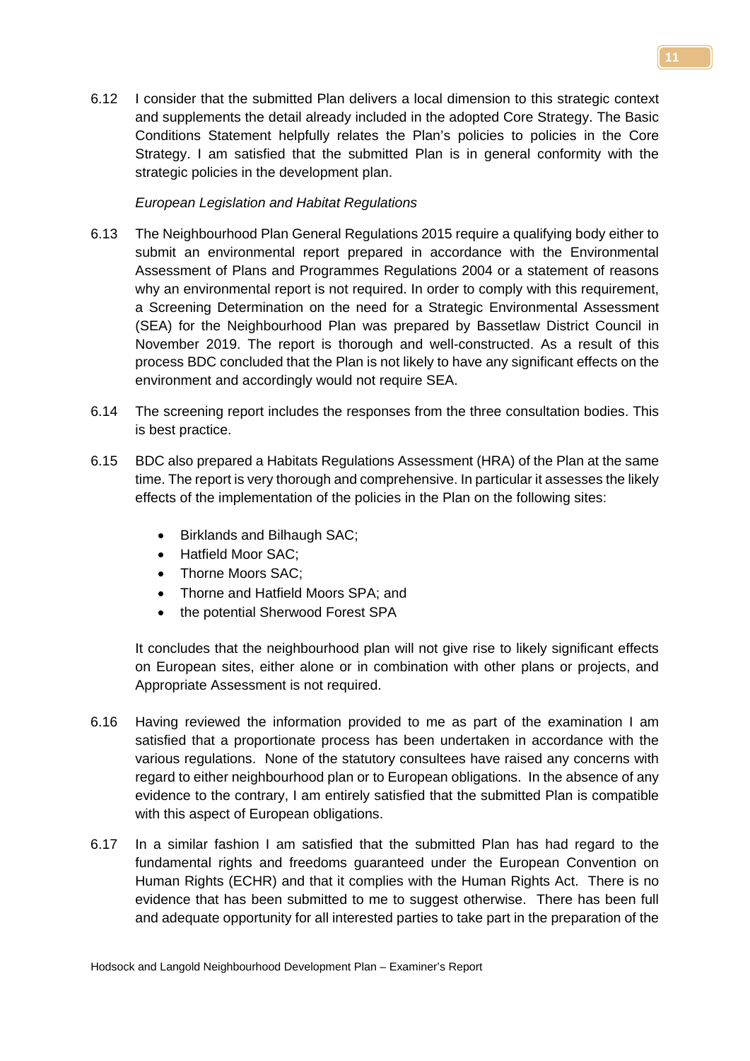6.12 I consider that the submitted Plan delivers a local dimension to this strategic context and supplements the detail already included in the adopted Core Strategy. The Basic Conditions Statement helpfully relates the Plan's policies to policies in the Core Strategy. I am satisfied that the submitted Plan is in general conformity with the strategic policies in the development plan.

*European Legislation and Habitat Regulations*

6.13 The Neighbourhood Plan General Regulations 2015 require a qualifying body either to submit an environmental report prepared in accordance with the Environmental Assessment of Plans and Programmes Regulations 2004 or a statement of reasons why an environmental report is not required. In order to comply with this requirement, a Screening Determination on the need for a Strategic Environmental Assessment (SEA) for the Neighbourhood Plan was prepared by Bassetlaw District Council in November 2019. The report is thorough and well-constructed. As a result of this process BDC concluded that the Plan is not likely to have any significant effects on the environment and accordingly would not require SEA.

6.14 The screening report includes the responses from the three consultation bodies. This is best practice.

6.15 BDC also prepared a Habitats Regulations Assessment (HRA) of the Plan at the same time. The report is very thorough and comprehensive. In particular it assesses the likely effects of the implementation of the policies in the Plan on the following sites:

- Birklands and Bilhaugh SAC;
- Hatfield Moor SAC;
- Thorne Moors SAC;
- Thorne and Hatfield Moors SPA; and
- the potential Sherwood Forest SPA

It concludes that the neighbourhood plan will not give rise to likely significant effects on European sites, either alone or in combination with other plans or projects, and Appropriate Assessment is not required.

6.16 Having reviewed the information provided to me as part of the examination I am satisfied that a proportionate process has been undertaken in accordance with the various regulations. None of the statutory consultees have raised any concerns with regard to either neighbourhood plan or to European obligations. In the absence of any evidence to the contrary, I am entirely satisfied that the submitted Plan is compatible with this aspect of European obligations.

6.17 In a similar fashion I am satisfied that the submitted Plan has had regard to the fundamental rights and freedoms guaranteed under the European Convention on Human Rights (ECHR) and that it complies with the Human Rights Act. There is no evidence that has been submitted to me to suggest otherwise. There has been full and adequate opportunity for all interested parties to take part in the preparation of the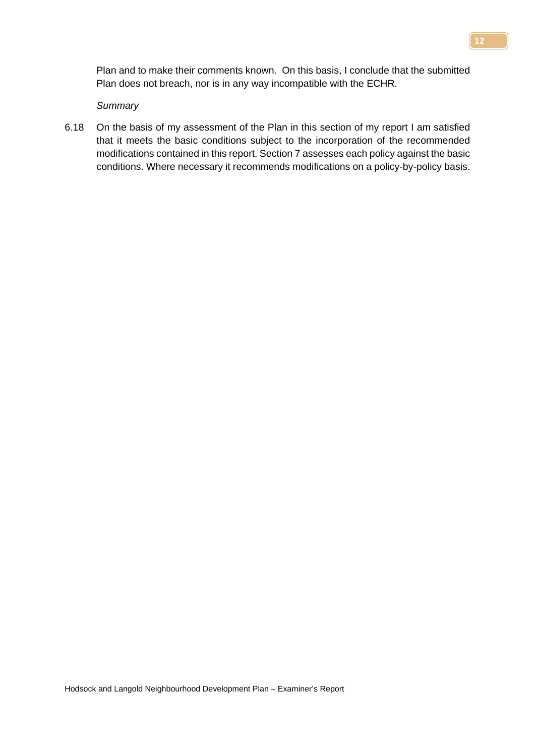Plan and to make their comments known. On this basis, I conclude that the submitted Plan does not breach, nor is in any way incompatible with the ECHR.

*Summary*

6.18 On the basis of my assessment of the Plan in this section of my report I am satisfied that it meets the basic conditions subject to the incorporation of the recommended modifications contained in this report. Section 7 assesses each policy against the basic conditions. Where necessary it recommends modifications on a policy-by-policy basis.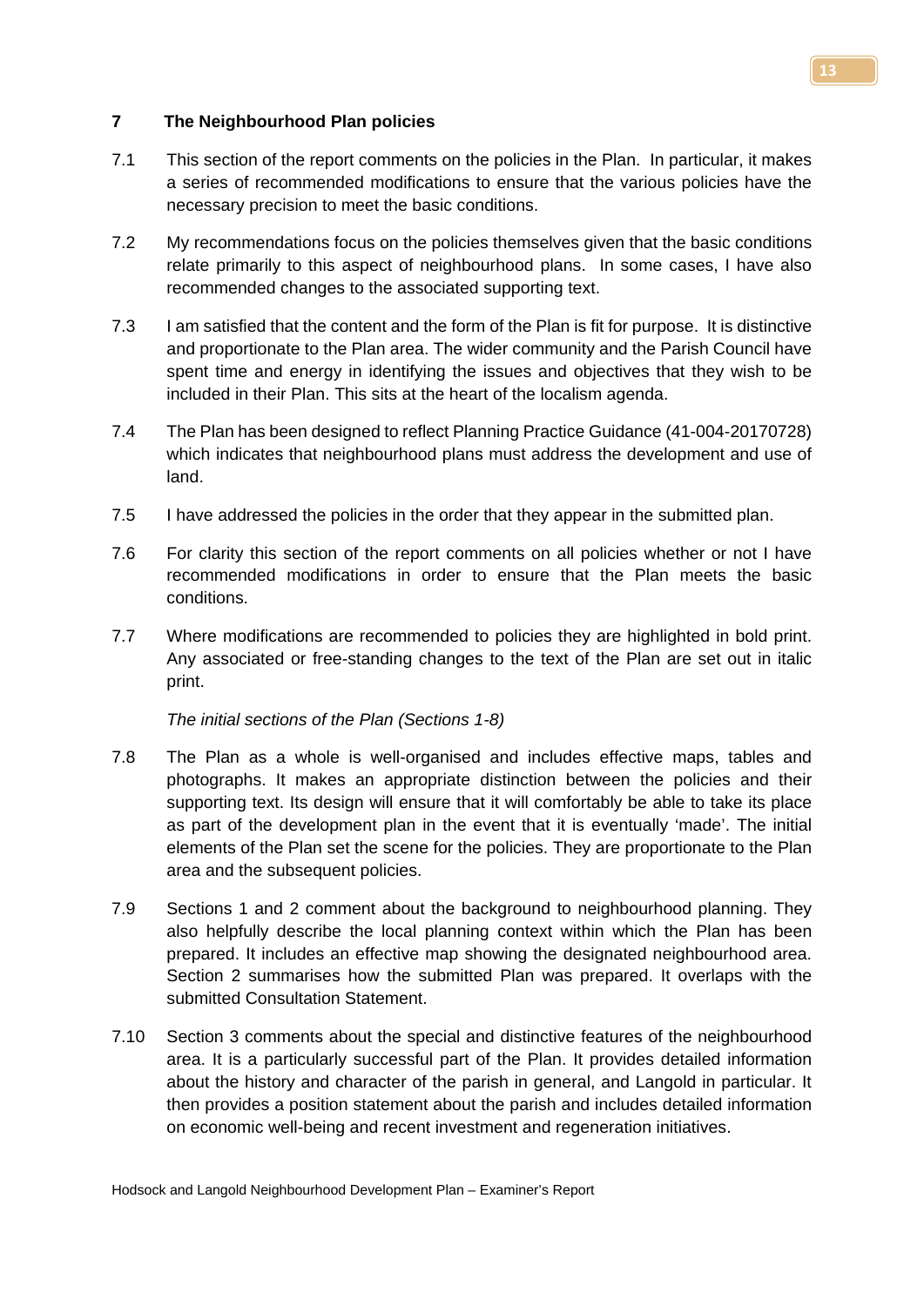## 7 The Neighbourhood Plan policies

7.1 This section of the report comments on the policies in the Plan. In particular, it makes a series of recommended modifications to ensure that the various policies have the necessary precision to meet the basic conditions.

7.2 My recommendations focus on the policies themselves given that the basic conditions relate primarily to this aspect of neighbourhood plans. In some cases, I have also recommended changes to the associated supporting text.

7.3 I am satisfied that the content and the form of the Plan is fit for purpose. It is distinctive and proportionate to the Plan area. The wider community and the Parish Council have spent time and energy in identifying the issues and objectives that they wish to be included in their Plan. This sits at the heart of the localism agenda.

7.4 The Plan has been designed to reflect Planning Practice Guidance (41-004-20170728) which indicates that neighbourhood plans must address the development and use of land.

7.5 I have addressed the policies in the order that they appear in the submitted plan.

7.6 For clarity this section of the report comments on all policies whether or not I have recommended modifications in order to ensure that the Plan meets the basic conditions.

7.7 Where modifications are recommended to policies they are highlighted in bold print. Any associated or free-standing changes to the text of the Plan are set out in italic print.

*The initial sections of the Plan (Sections 1-8)*

7.8 The Plan as a whole is well-organised and includes effective maps, tables and photographs. It makes an appropriate distinction between the policies and their supporting text. Its design will ensure that it will comfortably be able to take its place as part of the development plan in the event that it is eventually 'made'. The initial elements of the Plan set the scene for the policies. They are proportionate to the Plan area and the subsequent policies.

7.9 Sections 1 and 2 comment about the background to neighbourhood planning. They also helpfully describe the local planning context within which the Plan has been prepared. It includes an effective map showing the designated neighbourhood area. Section 2 summarises how the submitted Plan was prepared. It overlaps with the submitted Consultation Statement.

7.10 Section 3 comments about the special and distinctive features of the neighbourhood area. It is a particularly successful part of the Plan. It provides detailed information about the history and character of the parish in general, and Langold in particular. It then provides a position statement about the parish and includes detailed information on economic well-being and recent investment and regeneration initiatives.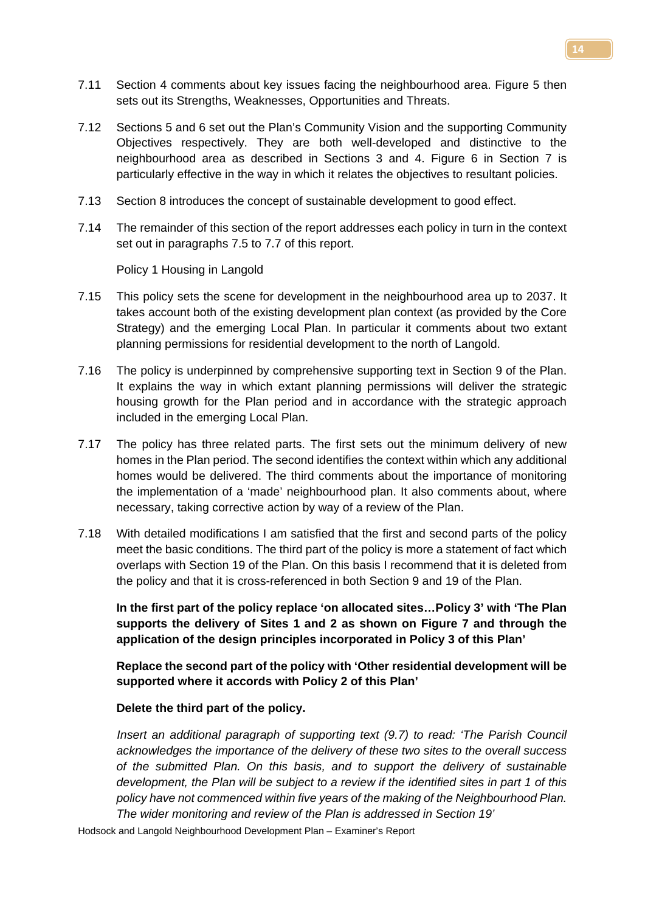7.11 Section 4 comments about key issues facing the neighbourhood area. Figure 5 then sets out its Strengths, Weaknesses, Opportunities and Threats.

7.12 Sections 5 and 6 set out the Plan's Community Vision and the supporting Community Objectives respectively. They are both well-developed and distinctive to the neighbourhood area as described in Sections 3 and 4. Figure 6 in Section 7 is particularly effective in the way in which it relates the objectives to resultant policies.

7.13 Section 8 introduces the concept of sustainable development to good effect.

7.14 The remainder of this section of the report addresses each policy in turn in the context set out in paragraphs 7.5 to 7.7 of this report.

Policy 1 Housing in Langold

7.15 This policy sets the scene for development in the neighbourhood area up to 2037. It takes account both of the existing development plan context (as provided by the Core Strategy) and the emerging Local Plan. In particular it comments about two extant planning permissions for residential development to the north of Langold.

7.16 The policy is underpinned by comprehensive supporting text in Section 9 of the Plan. It explains the way in which extant planning permissions will deliver the strategic housing growth for the Plan period and in accordance with the strategic approach included in the emerging Local Plan.

7.17 The policy has three related parts. The first sets out the minimum delivery of new homes in the Plan period. The second identifies the context within which any additional homes would be delivered. The third comments about the importance of monitoring the implementation of a 'made' neighbourhood plan. It also comments about, where necessary, taking corrective action by way of a review of the Plan.

7.18 With detailed modifications I am satisfied that the first and second parts of the policy meet the basic conditions. The third part of the policy is more a statement of fact which overlaps with Section 19 of the Plan. On this basis I recommend that it is deleted from the policy and that it is cross-referenced in both Section 9 and 19 of the Plan.

**In the first part of the policy replace 'on allocated sites…Policy 3' with 'The Plan supports the delivery of Sites 1 and 2 as shown on Figure 7 and through the application of the design principles incorporated in Policy 3 of this Plan'**

**Replace the second part of the policy with 'Other residential development will be supported where it accords with Policy 2 of this Plan'**

**Delete the third part of the policy.**

*Insert an additional paragraph of supporting text (9.7) to read: 'The Parish Council acknowledges the importance of the delivery of these two sites to the overall success of the submitted Plan. On this basis, and to support the delivery of sustainable development, the Plan will be subject to a review if the identified sites in part 1 of this policy have not commenced within five years of the making of the Neighbourhood Plan. The wider monitoring and review of the Plan is addressed in Section 19'*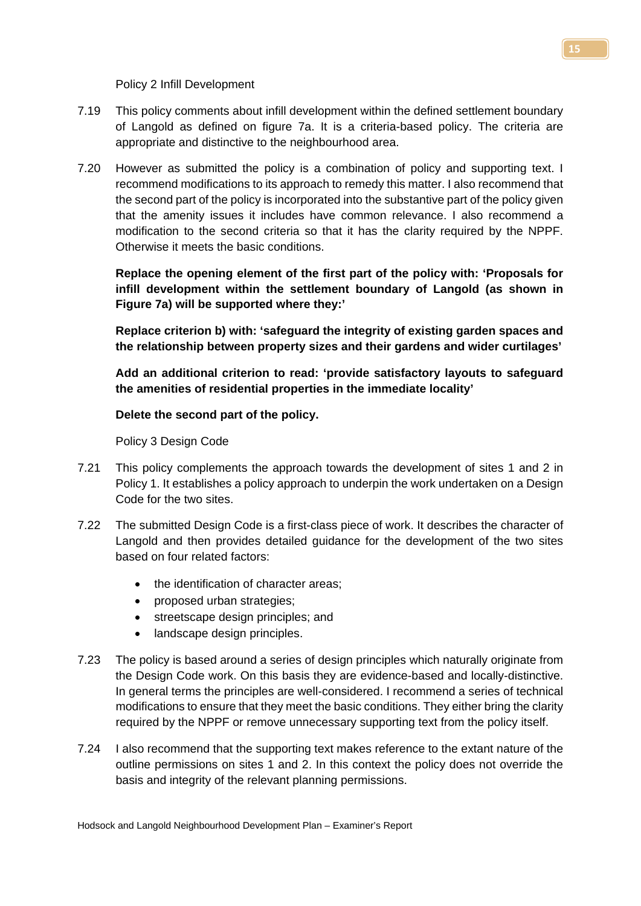Policy 2 Infill Development

7.19 This policy comments about infill development within the defined settlement boundary of Langold as defined on figure 7a. It is a criteria-based policy. The criteria are appropriate and distinctive to the neighbourhood area.

7.20 However as submitted the policy is a combination of policy and supporting text. I recommend modifications to its approach to remedy this matter. I also recommend that the second part of the policy is incorporated into the substantive part of the policy given that the amenity issues it includes have common relevance. I also recommend a modification to the second criteria so that it has the clarity required by the NPPF. Otherwise it meets the basic conditions.

**Replace the opening element of the first part of the policy with: 'Proposals for infill development within the settlement boundary of Langold (as shown in Figure 7a) will be supported where they:'**

**Replace criterion b) with: 'safeguard the integrity of existing garden spaces and the relationship between property sizes and their gardens and wider curtilages'**

**Add an additional criterion to read: 'provide satisfactory layouts to safeguard the amenities of residential properties in the immediate locality'**

**Delete the second part of the policy.**

Policy 3 Design Code

7.21 This policy complements the approach towards the development of sites 1 and 2 in Policy 1. It establishes a policy approach to underpin the work undertaken on a Design Code for the two sites.

7.22 The submitted Design Code is a first-class piece of work. It describes the character of Langold and then provides detailed guidance for the development of the two sites based on four related factors:

- the identification of character areas;
- proposed urban strategies;
- streetscape design principles; and
- landscape design principles.

7.23 The policy is based around a series of design principles which naturally originate from the Design Code work. On this basis they are evidence-based and locally-distinctive. In general terms the principles are well-considered. I recommend a series of technical modifications to ensure that they meet the basic conditions. They either bring the clarity required by the NPPF or remove unnecessary supporting text from the policy itself.

7.24 I also recommend that the supporting text makes reference to the extant nature of the outline permissions on sites 1 and 2. In this context the policy does not override the basis and integrity of the relevant planning permissions.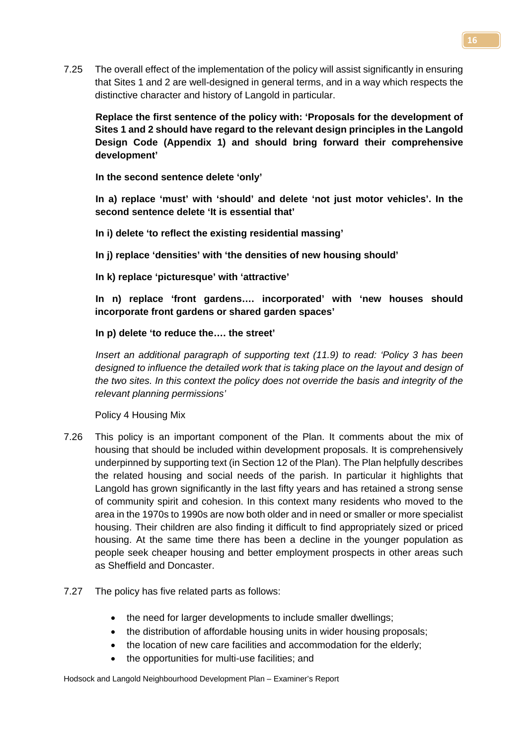7.25 The overall effect of the implementation of the policy will assist significantly in ensuring that Sites 1 and 2 are well-designed in general terms, and in a way which respects the distinctive character and history of Langold in particular.

**Replace the first sentence of the policy with: 'Proposals for the development of Sites 1 and 2 should have regard to the relevant design principles in the Langold Design Code (Appendix 1) and should bring forward their comprehensive development'**

**In the second sentence delete 'only'**

**In a) replace 'must' with 'should' and delete 'not just motor vehicles'. In the second sentence delete 'It is essential that'**

**In i) delete 'to reflect the existing residential massing'**

**In j) replace 'densities' with 'the densities of new housing should'**

**In k) replace 'picturesque' with 'attractive'**

**In n) replace 'front gardens…. incorporated' with 'new houses should incorporate front gardens or shared garden spaces'**

**In p) delete 'to reduce the…. the street'**

*Insert an additional paragraph of supporting text (11.9) to read: 'Policy 3 has been designed to influence the detailed work that is taking place on the layout and design of the two sites. In this context the policy does not override the basis and integrity of the relevant planning permissions'*

Policy 4 Housing Mix

7.26 This policy is an important component of the Plan. It comments about the mix of housing that should be included within development proposals. It is comprehensively underpinned by supporting text (in Section 12 of the Plan). The Plan helpfully describes the related housing and social needs of the parish. In particular it highlights that Langold has grown significantly in the last fifty years and has retained a strong sense of community spirit and cohesion. In this context many residents who moved to the area in the 1970s to 1990s are now both older and in need or smaller or more specialist housing. Their children are also finding it difficult to find appropriately sized or priced housing. At the same time there has been a decline in the younger population as people seek cheaper housing and better employment prospects in other areas such as Sheffield and Doncaster.

7.27 The policy has five related parts as follows:

- the need for larger developments to include smaller dwellings;
- the distribution of affordable housing units in wider housing proposals;
- the location of new care facilities and accommodation for the elderly;
- the opportunities for multi-use facilities; and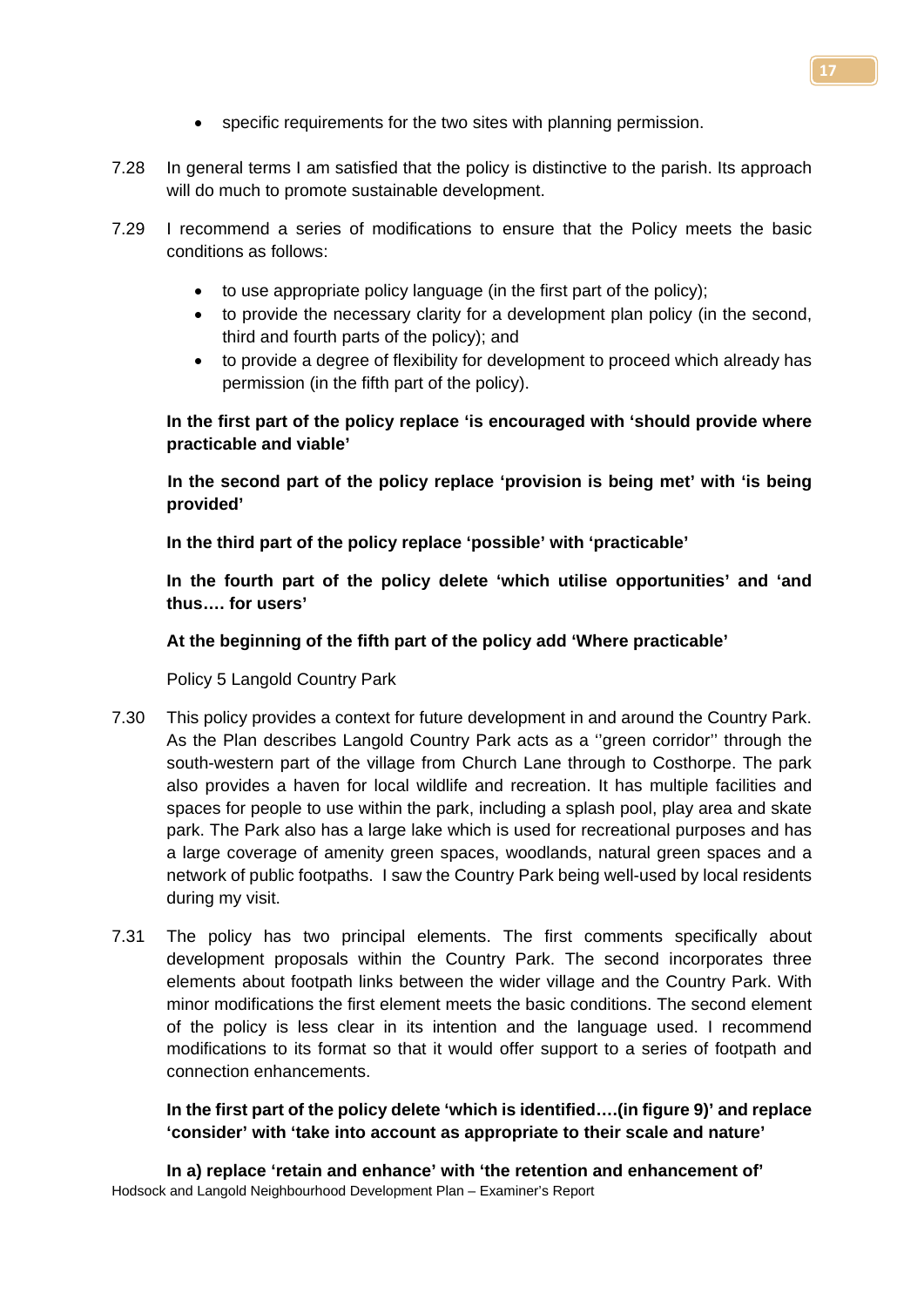- specific requirements for the two sites with planning permission.

7.28 In general terms I am satisfied that the policy is distinctive to the parish. Its approach will do much to promote sustainable development.

7.29 I recommend a series of modifications to ensure that the Policy meets the basic conditions as follows:

- to use appropriate policy language (in the first part of the policy);
- to provide the necessary clarity for a development plan policy (in the second, third and fourth parts of the policy); and
- to provide a degree of flexibility for development to proceed which already has permission (in the fifth part of the policy).

**In the first part of the policy replace 'is encouraged with 'should provide where practicable and viable'**

**In the second part of the policy replace 'provision is being met' with 'is being provided'**

**In the third part of the policy replace 'possible' with 'practicable'**

**In the fourth part of the policy delete 'which utilise opportunities' and 'and thus…. for users'**

**At the beginning of the fifth part of the policy add 'Where practicable'**

Policy 5 Langold Country Park

7.30 This policy provides a context for future development in and around the Country Park. As the Plan describes Langold Country Park acts as a ''green corridor'' through the south-western part of the village from Church Lane through to Costhorpe. The park also provides a haven for local wildlife and recreation. It has multiple facilities and spaces for people to use within the park, including a splash pool, play area and skate park. The Park also has a large lake which is used for recreational purposes and has a large coverage of amenity green spaces, woodlands, natural green spaces and a network of public footpaths. I saw the Country Park being well-used by local residents during my visit.

7.31 The policy has two principal elements. The first comments specifically about development proposals within the Country Park. The second incorporates three elements about footpath links between the wider village and the Country Park. With minor modifications the first element meets the basic conditions. The second element of the policy is less clear in its intention and the language used. I recommend modifications to its format so that it would offer support to a series of footpath and connection enhancements.

**In the first part of the policy delete 'which is identified….(in figure 9)' and replace 'consider' with 'take into account as appropriate to their scale and nature'**

**In a) replace 'retain and enhance' with 'the retention and enhancement of'**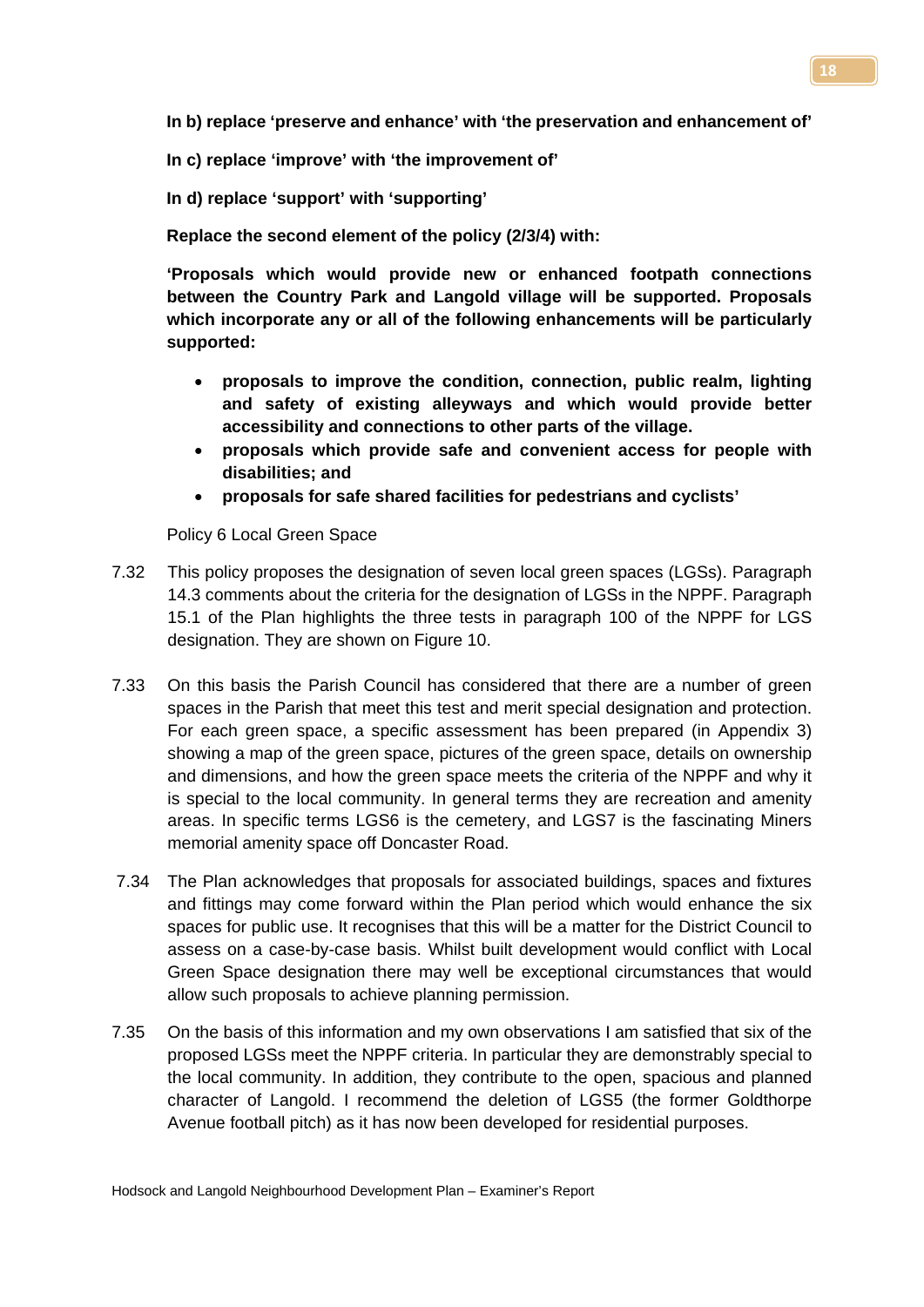**In b) replace 'preserve and enhance' with 'the preservation and enhancement of'**

**In c) replace 'improve' with 'the improvement of'**

**In d) replace 'support' with 'supporting'**

**Replace the second element of the policy (2/3/4) with:**

**'Proposals which would provide new or enhanced footpath connections between the Country Park and Langold village will be supported. Proposals which incorporate any or all of the following enhancements will be particularly supported:**

- **proposals to improve the condition, connection, public realm, lighting and safety of existing alleyways and which would provide better accessibility and connections to other parts of the village.**
- **proposals which provide safe and convenient access for people with disabilities; and**
- **proposals for safe shared facilities for pedestrians and cyclists'**

Policy 6 Local Green Space

7.32 This policy proposes the designation of seven local green spaces (LGSs). Paragraph 14.3 comments about the criteria for the designation of LGSs in the NPPF. Paragraph 15.1 of the Plan highlights the three tests in paragraph 100 of the NPPF for LGS designation. They are shown on Figure 10.

7.33 On this basis the Parish Council has considered that there are a number of green spaces in the Parish that meet this test and merit special designation and protection. For each green space, a specific assessment has been prepared (in Appendix 3) showing a map of the green space, pictures of the green space, details on ownership and dimensions, and how the green space meets the criteria of the NPPF and why it is special to the local community. In general terms they are recreation and amenity areas. In specific terms LGS6 is the cemetery, and LGS7 is the fascinating Miners memorial amenity space off Doncaster Road.

7.34 The Plan acknowledges that proposals for associated buildings, spaces and fixtures and fittings may come forward within the Plan period which would enhance the six spaces for public use. It recognises that this will be a matter for the District Council to assess on a case-by-case basis. Whilst built development would conflict with Local Green Space designation there may well be exceptional circumstances that would allow such proposals to achieve planning permission.

7.35 On the basis of this information and my own observations I am satisfied that six of the proposed LGSs meet the NPPF criteria. In particular they are demonstrably special to the local community. In addition, they contribute to the open, spacious and planned character of Langold. I recommend the deletion of LGS5 (the former Goldthorpe Avenue football pitch) as it has now been developed for residential purposes.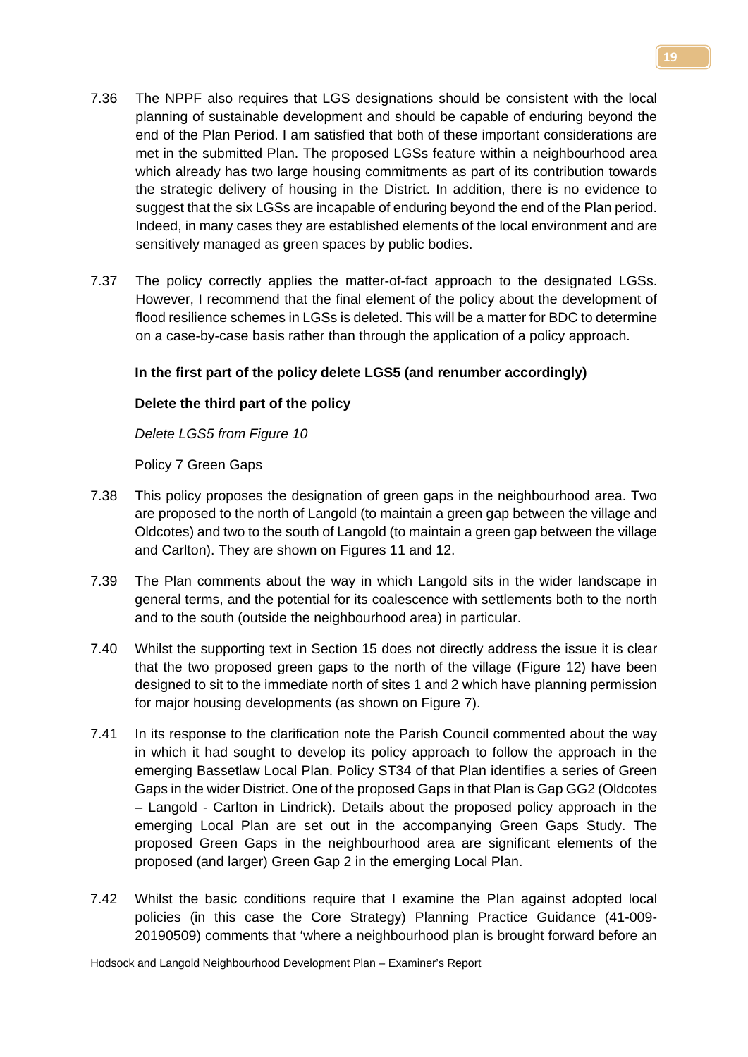7.36 The NPPF also requires that LGS designations should be consistent with the local planning of sustainable development and should be capable of enduring beyond the end of the Plan Period. I am satisfied that both of these important considerations are met in the submitted Plan. The proposed LGSs feature within a neighbourhood area which already has two large housing commitments as part of its contribution towards the strategic delivery of housing in the District. In addition, there is no evidence to suggest that the six LGSs are incapable of enduring beyond the end of the Plan period. Indeed, in many cases they are established elements of the local environment and are sensitively managed as green spaces by public bodies.

7.37 The policy correctly applies the matter-of-fact approach to the designated LGSs. However, I recommend that the final element of the policy about the development of flood resilience schemes in LGSs is deleted. This will be a matter for BDC to determine on a case-by-case basis rather than through the application of a policy approach.

**In the first part of the policy delete LGS5 (and renumber accordingly)**

**Delete the third part of the policy**

*Delete LGS5 from Figure 10*

Policy 7 Green Gaps

7.38 This policy proposes the designation of green gaps in the neighbourhood area. Two are proposed to the north of Langold (to maintain a green gap between the village and Oldcotes) and two to the south of Langold (to maintain a green gap between the village and Carlton). They are shown on Figures 11 and 12.

7.39 The Plan comments about the way in which Langold sits in the wider landscape in general terms, and the potential for its coalescence with settlements both to the north and to the south (outside the neighbourhood area) in particular.

7.40 Whilst the supporting text in Section 15 does not directly address the issue it is clear that the two proposed green gaps to the north of the village (Figure 12) have been designed to sit to the immediate north of sites 1 and 2 which have planning permission for major housing developments (as shown on Figure 7).

7.41 In its response to the clarification note the Parish Council commented about the way in which it had sought to develop its policy approach to follow the approach in the emerging Bassetlaw Local Plan. Policy ST34 of that Plan identifies a series of Green Gaps in the wider District. One of the proposed Gaps in that Plan is Gap GG2 (Oldcotes – Langold - Carlton in Lindrick). Details about the proposed policy approach in the emerging Local Plan are set out in the accompanying Green Gaps Study. The proposed Green Gaps in the neighbourhood area are significant elements of the proposed (and larger) Green Gap 2 in the emerging Local Plan.

7.42 Whilst the basic conditions require that I examine the Plan against adopted local policies (in this case the Core Strategy) Planning Practice Guidance (41-009-20190509) comments that 'where a neighbourhood plan is brought forward before an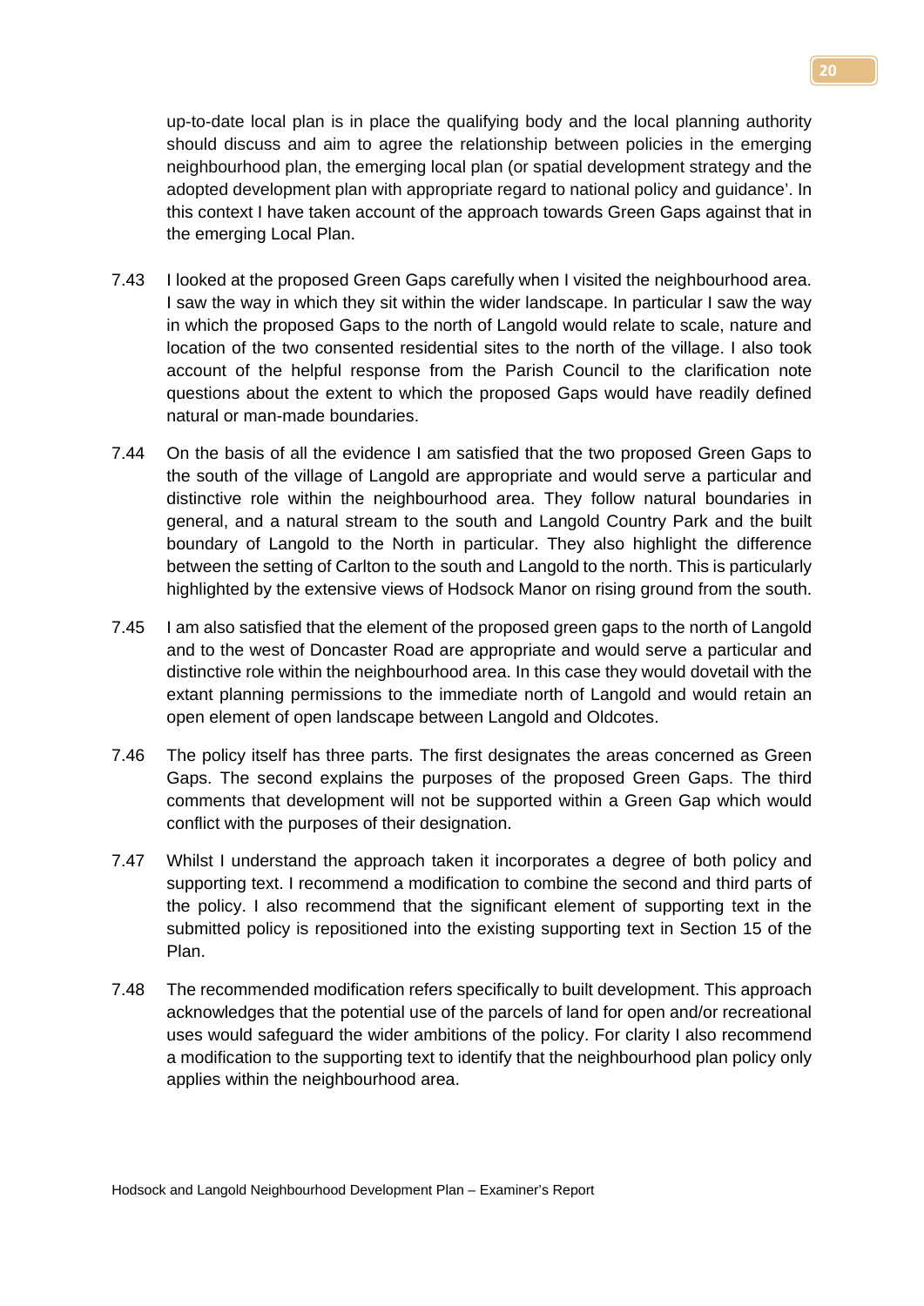up-to-date local plan is in place the qualifying body and the local planning authority should discuss and aim to agree the relationship between policies in the emerging neighbourhood plan, the emerging local plan (or spatial development strategy and the adopted development plan with appropriate regard to national policy and guidance'. In this context I have taken account of the approach towards Green Gaps against that in the emerging Local Plan.

7.43 I looked at the proposed Green Gaps carefully when I visited the neighbourhood area. I saw the way in which they sit within the wider landscape. In particular I saw the way in which the proposed Gaps to the north of Langold would relate to scale, nature and location of the two consented residential sites to the north of the village. I also took account of the helpful response from the Parish Council to the clarification note questions about the extent to which the proposed Gaps would have readily defined natural or man-made boundaries.

7.44 On the basis of all the evidence I am satisfied that the two proposed Green Gaps to the south of the village of Langold are appropriate and would serve a particular and distinctive role within the neighbourhood area. They follow natural boundaries in general, and a natural stream to the south and Langold Country Park and the built boundary of Langold to the North in particular. They also highlight the difference between the setting of Carlton to the south and Langold to the north. This is particularly highlighted by the extensive views of Hodsock Manor on rising ground from the south.

7.45 I am also satisfied that the element of the proposed green gaps to the north of Langold and to the west of Doncaster Road are appropriate and would serve a particular and distinctive role within the neighbourhood area. In this case they would dovetail with the extant planning permissions to the immediate north of Langold and would retain an open element of open landscape between Langold and Oldcotes.

7.46 The policy itself has three parts. The first designates the areas concerned as Green Gaps. The second explains the purposes of the proposed Green Gaps. The third comments that development will not be supported within a Green Gap which would conflict with the purposes of their designation.

7.47 Whilst I understand the approach taken it incorporates a degree of both policy and supporting text. I recommend a modification to combine the second and third parts of the policy. I also recommend that the significant element of supporting text in the submitted policy is repositioned into the existing supporting text in Section 15 of the Plan.

7.48 The recommended modification refers specifically to built development. This approach acknowledges that the potential use of the parcels of land for open and/or recreational uses would safeguard the wider ambitions of the policy. For clarity I also recommend a modification to the supporting text to identify that the neighbourhood plan policy only applies within the neighbourhood area.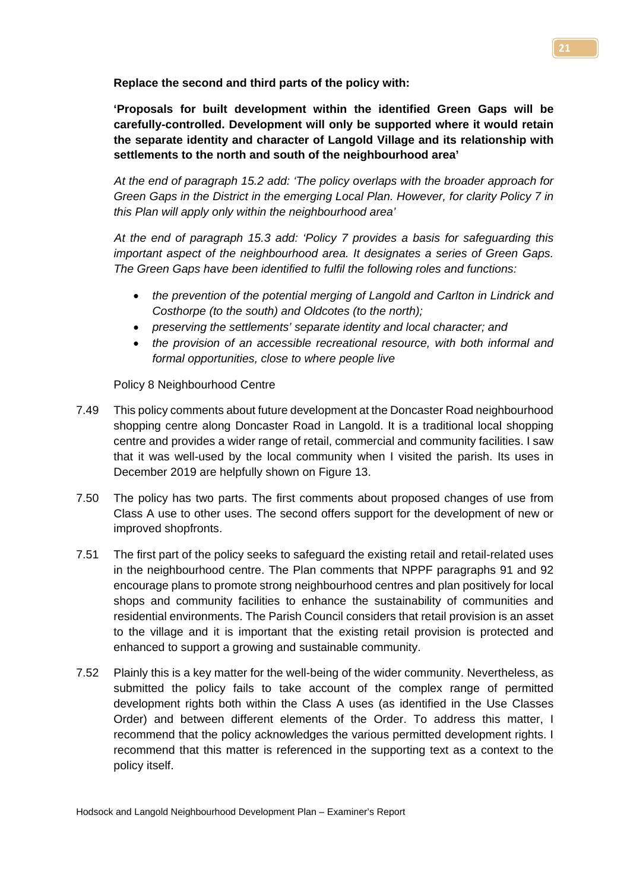**Replace the second and third parts of the policy with:**

**'Proposals for built development within the identified Green Gaps will be carefully-controlled. Development will only be supported where it would retain the separate identity and character of Langold Village and its relationship with settlements to the north and south of the neighbourhood area'**

*At the end of paragraph 15.2 add: 'The policy overlaps with the broader approach for Green Gaps in the District in the emerging Local Plan. However, for clarity Policy 7 in this Plan will apply only within the neighbourhood area'*

*At the end of paragraph 15.3 add: 'Policy 7 provides a basis for safeguarding this important aspect of the neighbourhood area. It designates a series of Green Gaps. The Green Gaps have been identified to fulfil the following roles and functions:*

- *the prevention of the potential merging of Langold and Carlton in Lindrick and Costhorpe (to the south) and Oldcotes (to the north);*
- *preserving the settlements' separate identity and local character; and*
- *the provision of an accessible recreational resource, with both informal and formal opportunities, close to where people live*

Policy 8 Neighbourhood Centre

7.49 This policy comments about future development at the Doncaster Road neighbourhood shopping centre along Doncaster Road in Langold. It is a traditional local shopping centre and provides a wider range of retail, commercial and community facilities. I saw that it was well-used by the local community when I visited the parish. Its uses in December 2019 are helpfully shown on Figure 13.

7.50 The policy has two parts. The first comments about proposed changes of use from Class A use to other uses. The second offers support for the development of new or improved shopfronts.

7.51 The first part of the policy seeks to safeguard the existing retail and retail-related uses in the neighbourhood centre. The Plan comments that NPPF paragraphs 91 and 92 encourage plans to promote strong neighbourhood centres and plan positively for local shops and community facilities to enhance the sustainability of communities and residential environments. The Parish Council considers that retail provision is an asset to the village and it is important that the existing retail provision is protected and enhanced to support a growing and sustainable community.

7.52 Plainly this is a key matter for the well-being of the wider community. Nevertheless, as submitted the policy fails to take account of the complex range of permitted development rights both within the Class A uses (as identified in the Use Classes Order) and between different elements of the Order. To address this matter, I recommend that the policy acknowledges the various permitted development rights. I recommend that this matter is referenced in the supporting text as a context to the policy itself.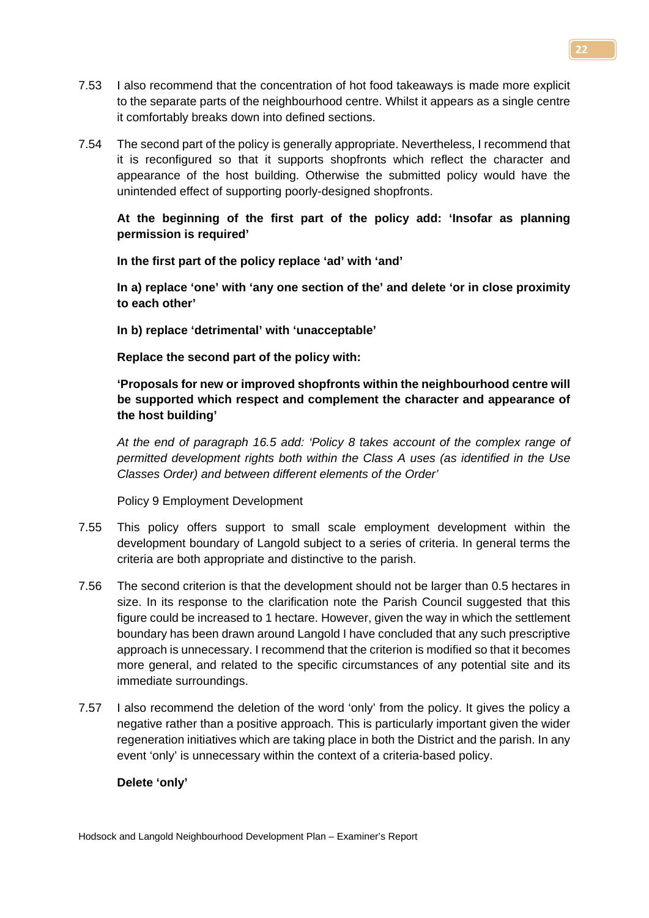7.53 I also recommend that the concentration of hot food takeaways is made more explicit to the separate parts of the neighbourhood centre. Whilst it appears as a single centre it comfortably breaks down into defined sections.

7.54 The second part of the policy is generally appropriate. Nevertheless, I recommend that it is reconfigured so that it supports shopfronts which reflect the character and appearance of the host building. Otherwise the submitted policy would have the unintended effect of supporting poorly-designed shopfronts.

**At the beginning of the first part of the policy add: 'Insofar as planning permission is required'**

**In the first part of the policy replace 'ad' with 'and'**

**In a) replace 'one' with 'any one section of the' and delete 'or in close proximity to each other'**

**In b) replace 'detrimental' with 'unacceptable'**

**Replace the second part of the policy with:**

**'Proposals for new or improved shopfronts within the neighbourhood centre will be supported which respect and complement the character and appearance of the host building'**

*At the end of paragraph 16.5 add: 'Policy 8 takes account of the complex range of permitted development rights both within the Class A uses (as identified in the Use Classes Order) and between different elements of the Order'*

Policy 9 Employment Development

7.55 This policy offers support to small scale employment development within the development boundary of Langold subject to a series of criteria. In general terms the criteria are both appropriate and distinctive to the parish.

7.56 The second criterion is that the development should not be larger than 0.5 hectares in size. In its response to the clarification note the Parish Council suggested that this figure could be increased to 1 hectare. However, given the way in which the settlement boundary has been drawn around Langold I have concluded that any such prescriptive approach is unnecessary. I recommend that the criterion is modified so that it becomes more general, and related to the specific circumstances of any potential site and its immediate surroundings.

7.57 I also recommend the deletion of the word 'only' from the policy. It gives the policy a negative rather than a positive approach. This is particularly important given the wider regeneration initiatives which are taking place in both the District and the parish. In any event 'only' is unnecessary within the context of a criteria-based policy.

**Delete 'only'**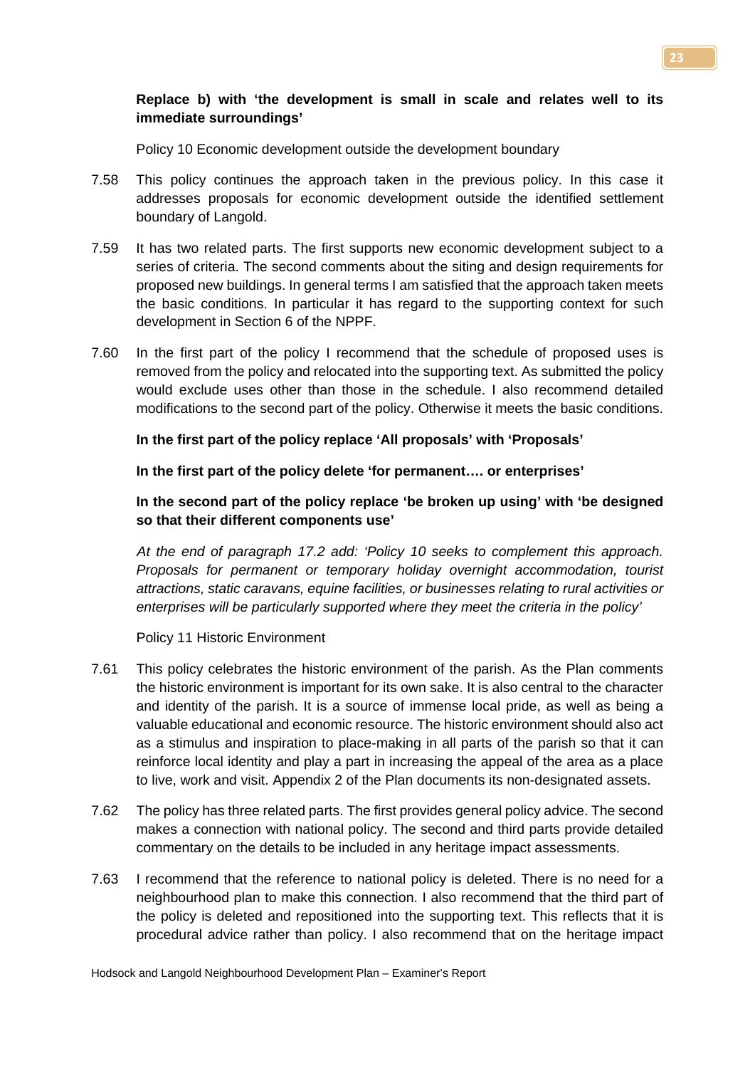**Replace b) with 'the development is small in scale and relates well to its immediate surroundings'**

Policy 10 Economic development outside the development boundary

7.58 This policy continues the approach taken in the previous policy. In this case it addresses proposals for economic development outside the identified settlement boundary of Langold.

7.59 It has two related parts. The first supports new economic development subject to a series of criteria. The second comments about the siting and design requirements for proposed new buildings. In general terms I am satisfied that the approach taken meets the basic conditions. In particular it has regard to the supporting context for such development in Section 6 of the NPPF.

7.60 In the first part of the policy I recommend that the schedule of proposed uses is removed from the policy and relocated into the supporting text. As submitted the policy would exclude uses other than those in the schedule. I also recommend detailed modifications to the second part of the policy. Otherwise it meets the basic conditions.

**In the first part of the policy replace 'All proposals' with 'Proposals'**

**In the first part of the policy delete 'for permanent…. or enterprises'**

**In the second part of the policy replace 'be broken up using' with 'be designed so that their different components use'**

*At the end of paragraph 17.2 add: 'Policy 10 seeks to complement this approach. Proposals for permanent or temporary holiday overnight accommodation, tourist attractions, static caravans, equine facilities, or businesses relating to rural activities or enterprises will be particularly supported where they meet the criteria in the policy'*

Policy 11 Historic Environment

7.61 This policy celebrates the historic environment of the parish. As the Plan comments the historic environment is important for its own sake. It is also central to the character and identity of the parish. It is a source of immense local pride, as well as being a valuable educational and economic resource. The historic environment should also act as a stimulus and inspiration to place-making in all parts of the parish so that it can reinforce local identity and play a part in increasing the appeal of the area as a place to live, work and visit. Appendix 2 of the Plan documents its non-designated assets.

7.62 The policy has three related parts. The first provides general policy advice. The second makes a connection with national policy. The second and third parts provide detailed commentary on the details to be included in any heritage impact assessments.

7.63 I recommend that the reference to national policy is deleted. There is no need for a neighbourhood plan to make this connection. I also recommend that the third part of the policy is deleted and repositioned into the supporting text. This reflects that it is procedural advice rather than policy. I also recommend that on the heritage impact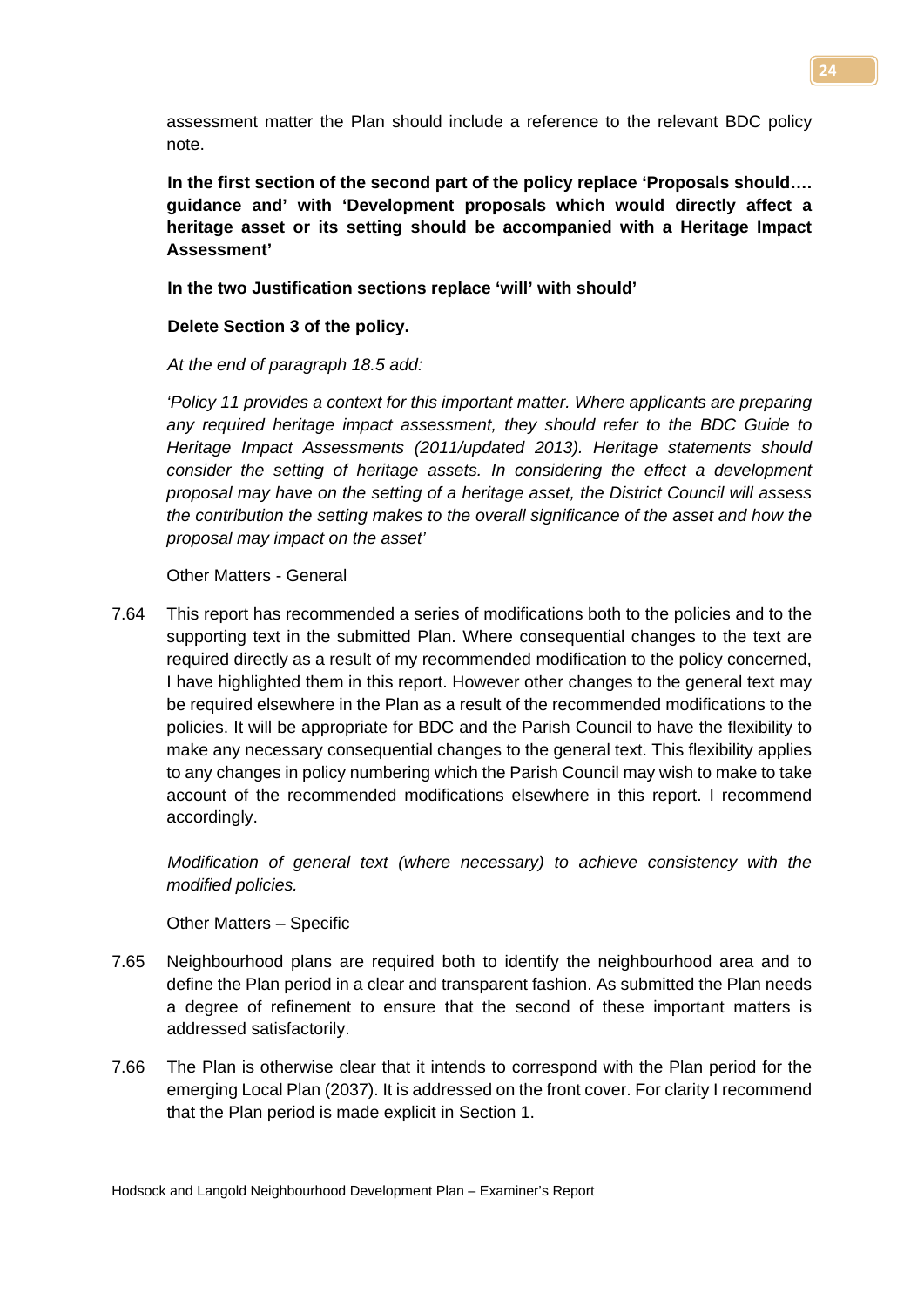assessment matter the Plan should include a reference to the relevant BDC policy note.

**In the first section of the second part of the policy replace 'Proposals should…. guidance and' with 'Development proposals which would directly affect a heritage asset or its setting should be accompanied with a Heritage Impact Assessment'**

**In the two Justification sections replace 'will' with should'**

**Delete Section 3 of the policy.**

*At the end of paragraph 18.5 add:*

*'Policy 11 provides a context for this important matter. Where applicants are preparing any required heritage impact assessment, they should refer to the BDC Guide to Heritage Impact Assessments (2011/updated 2013). Heritage statements should consider the setting of heritage assets. In considering the effect a development proposal may have on the setting of a heritage asset, the District Council will assess the contribution the setting makes to the overall significance of the asset and how the proposal may impact on the asset'*

Other Matters - General

7.64 This report has recommended a series of modifications both to the policies and to the supporting text in the submitted Plan. Where consequential changes to the text are required directly as a result of my recommended modification to the policy concerned, I have highlighted them in this report. However other changes to the general text may be required elsewhere in the Plan as a result of the recommended modifications to the policies. It will be appropriate for BDC and the Parish Council to have the flexibility to make any necessary consequential changes to the general text. This flexibility applies to any changes in policy numbering which the Parish Council may wish to make to take account of the recommended modifications elsewhere in this report. I recommend accordingly.

*Modification of general text (where necessary) to achieve consistency with the modified policies.*

Other Matters – Specific

7.65 Neighbourhood plans are required both to identify the neighbourhood area and to define the Plan period in a clear and transparent fashion. As submitted the Plan needs a degree of refinement to ensure that the second of these important matters is addressed satisfactorily.

7.66 The Plan is otherwise clear that it intends to correspond with the Plan period for the emerging Local Plan (2037). It is addressed on the front cover. For clarity I recommend that the Plan period is made explicit in Section 1.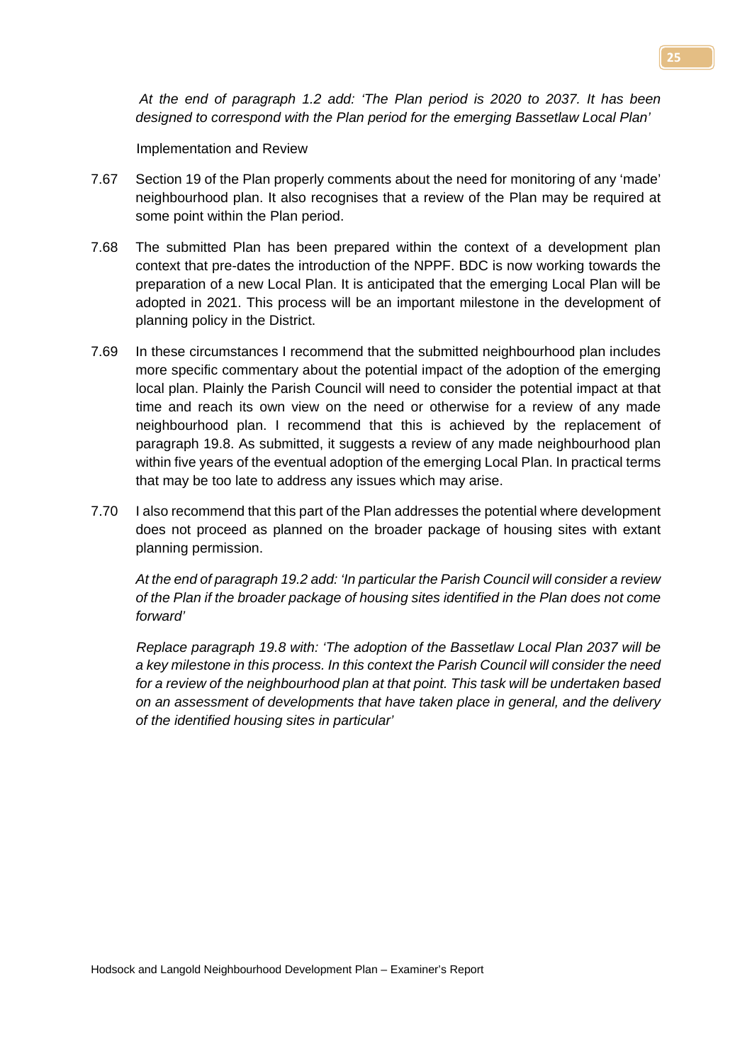*At the end of paragraph 1.2 add: 'The Plan period is 2020 to 2037. It has been designed to correspond with the Plan period for the emerging Bassetlaw Local Plan'*

Implementation and Review

7.67 Section 19 of the Plan properly comments about the need for monitoring of any 'made' neighbourhood plan. It also recognises that a review of the Plan may be required at some point within the Plan period.

7.68 The submitted Plan has been prepared within the context of a development plan context that pre-dates the introduction of the NPPF. BDC is now working towards the preparation of a new Local Plan. It is anticipated that the emerging Local Plan will be adopted in 2021. This process will be an important milestone in the development of planning policy in the District.

7.69 In these circumstances I recommend that the submitted neighbourhood plan includes more specific commentary about the potential impact of the adoption of the emerging local plan. Plainly the Parish Council will need to consider the potential impact at that time and reach its own view on the need or otherwise for a review of any made neighbourhood plan. I recommend that this is achieved by the replacement of paragraph 19.8. As submitted, it suggests a review of any made neighbourhood plan within five years of the eventual adoption of the emerging Local Plan. In practical terms that may be too late to address any issues which may arise.

7.70 I also recommend that this part of the Plan addresses the potential where development does not proceed as planned on the broader package of housing sites with extant planning permission.

*At the end of paragraph 19.2 add: 'In particular the Parish Council will consider a review of the Plan if the broader package of housing sites identified in the Plan does not come forward'*

*Replace paragraph 19.8 with: 'The adoption of the Bassetlaw Local Plan 2037 will be a key milestone in this process. In this context the Parish Council will consider the need for a review of the neighbourhood plan at that point. This task will be undertaken based on an assessment of developments that have taken place in general, and the delivery of the identified housing sites in particular'*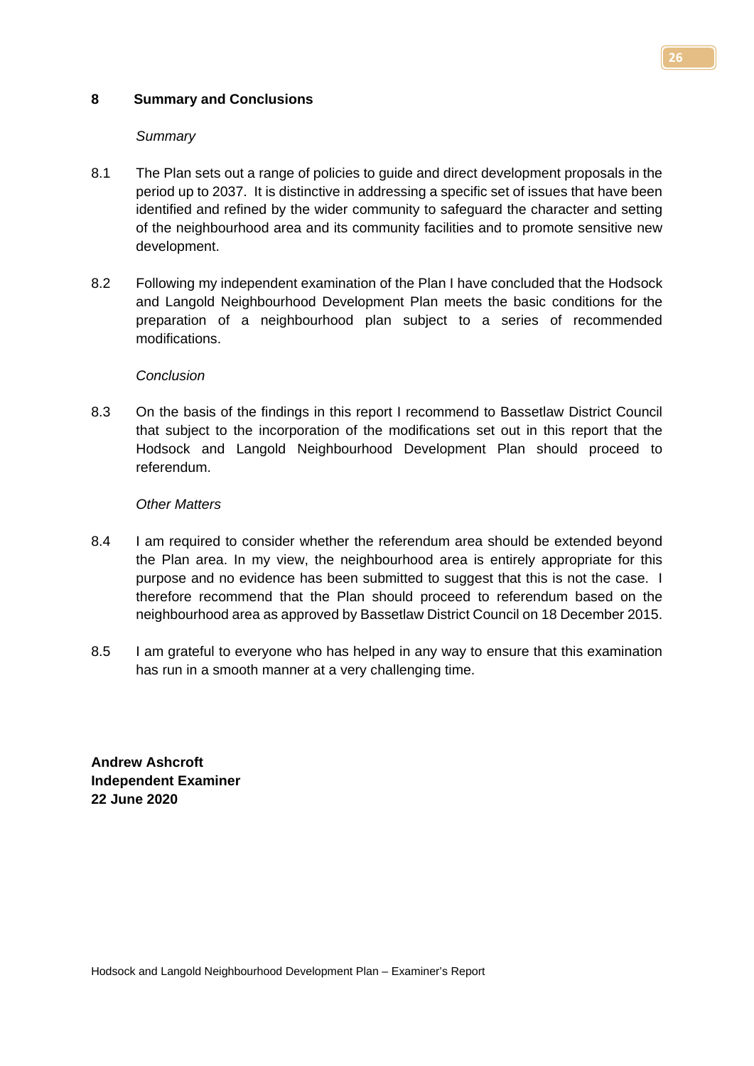## 8 Summary and Conclusions

*Summary*

8.1 The Plan sets out a range of policies to guide and direct development proposals in the period up to 2037. It is distinctive in addressing a specific set of issues that have been identified and refined by the wider community to safeguard the character and setting of the neighbourhood area and its community facilities and to promote sensitive new development.

8.2 Following my independent examination of the Plan I have concluded that the Hodsock and Langold Neighbourhood Development Plan meets the basic conditions for the preparation of a neighbourhood plan subject to a series of recommended modifications.

*Conclusion*

8.3 On the basis of the findings in this report I recommend to Bassetlaw District Council that subject to the incorporation of the modifications set out in this report that the Hodsock and Langold Neighbourhood Development Plan should proceed to referendum.

*Other Matters*

8.4 I am required to consider whether the referendum area should be extended beyond the Plan area. In my view, the neighbourhood area is entirely appropriate for this purpose and no evidence has been submitted to suggest that this is not the case. I therefore recommend that the Plan should proceed to referendum based on the neighbourhood area as approved by Bassetlaw District Council on 18 December 2015.

8.5 I am grateful to everyone who has helped in any way to ensure that this examination has run in a smooth manner at a very challenging time.

**Andrew Ashcroft**
**Independent Examiner**
**22 June 2020**